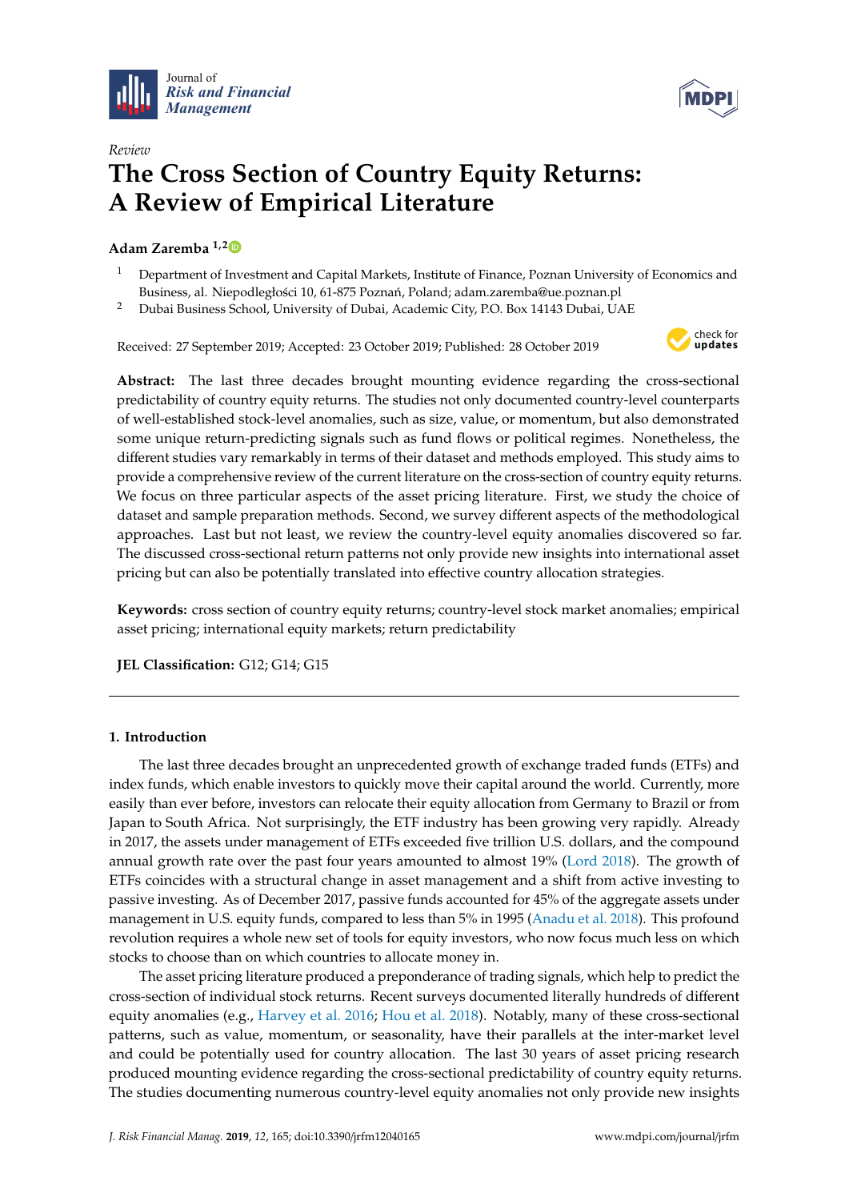*Review*

# The Cross Section of Country Equity Returns: A Review of Empirical Literature

**Adam Zaremba** [1,2]

[1] Department of Investment and Capital Markets, Institute of Finance, Poznan University of Economics and Business, al. Niepodległości 10, 61-875 Poznań, Poland; adam.zaremba@ue.poznan.pl

[2] Dubai Business School, University of Dubai, Academic City, P.O. Box 14143 Dubai, UAE

Received: 27 September 2019; Accepted: 23 October 2019; Published: 28 October 2019

**Abstract:** The last three decades brought mounting evidence regarding the cross-sectional predictability of country equity returns. The studies not only documented country-level counterparts of well-established stock-level anomalies, such as size, value, or momentum, but also demonstrated some unique return-predicting signals such as fund flows or political regimes. Nonetheless, the different studies vary remarkably in terms of their dataset and methods employed. This study aims to provide a comprehensive review of the current literature on the cross-section of country equity returns. We focus on three particular aspects of the asset pricing literature. First, we study the choice of dataset and sample preparation methods. Second, we survey different aspects of the methodological approaches. Last but not least, we review the country-level equity anomalies discovered so far. The discussed cross-sectional return patterns not only provide new insights into international asset pricing but can also be potentially translated into effective country allocation strategies.

**Keywords:** cross section of country equity returns; country-level stock market anomalies; empirical asset pricing; international equity markets; return predictability

**JEL Classification:** G12; G14; G15

## 1. Introduction

The last three decades brought an unprecedented growth of exchange traded funds (ETFs) and index funds, which enable investors to quickly move their capital around the world. Currently, more easily than ever before, investors can relocate their equity allocation from Germany to Brazil or from Japan to South Africa. Not surprisingly, the ETF industry has been growing very rapidly. Already in 2017, the assets under management of ETFs exceeded five trillion U.S. dollars, and the compound annual growth rate over the past four years amounted to almost 19% (Lord 2018). The growth of ETFs coincides with a structural change in asset management and a shift from active investing to passive investing. As of December 2017, passive funds accounted for 45% of the aggregate assets under management in U.S. equity funds, compared to less than 5% in 1995 (Anadu et al. 2018). This profound revolution requires a whole new set of tools for equity investors, who now focus much less on which stocks to choose than on which countries to allocate money in.

The asset pricing literature produced a preponderance of trading signals, which help to predict the cross-section of individual stock returns. Recent surveys documented literally hundreds of different equity anomalies (e.g., Harvey et al. 2016; Hou et al. 2018). Notably, many of these cross-sectional patterns, such as value, momentum, or seasonality, have their parallels at the inter-market level and could be potentially used for country allocation. The last 30 years of asset pricing research produced mounting evidence regarding the cross-sectional predictability of country equity returns. The studies documenting numerous country-level equity anomalies not only provide new insights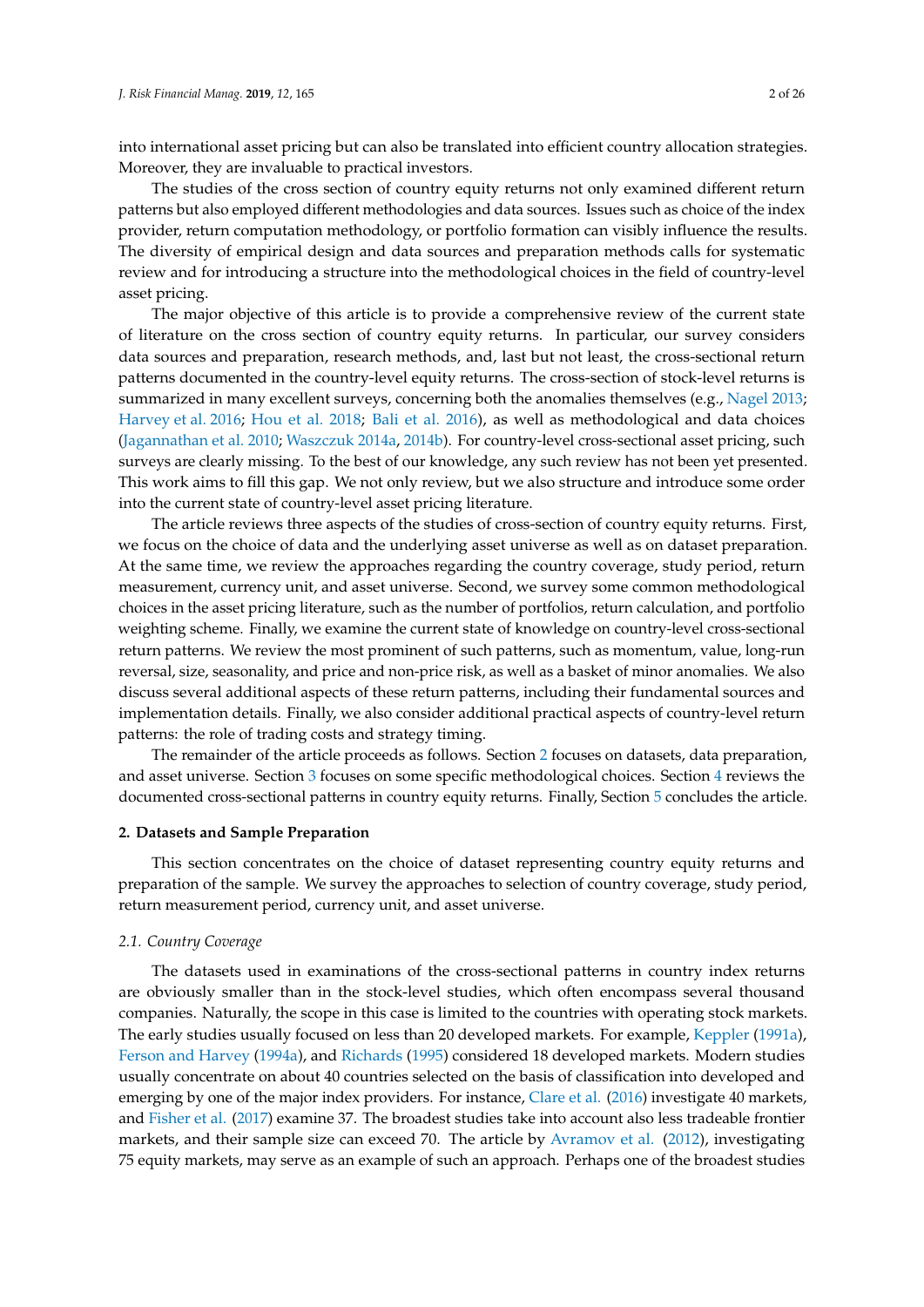into international asset pricing but can also be translated into efficient country allocation strategies. Moreover, they are invaluable to practical investors.

The studies of the cross section of country equity returns not only examined different return patterns but also employed different methodologies and data sources. Issues such as choice of the index provider, return computation methodology, or portfolio formation can visibly influence the results. The diversity of empirical design and data sources and preparation methods calls for systematic review and for introducing a structure into the methodological choices in the field of country-level asset pricing.

The major objective of this article is to provide a comprehensive review of the current state of literature on the cross section of country equity returns. In particular, our survey considers data sources and preparation, research methods, and, last but not least, the cross-sectional return patterns documented in the country-level equity returns. The cross-section of stock-level returns is summarized in many excellent surveys, concerning both the anomalies themselves (e.g., Nagel 2013; Harvey et al. 2016; Hou et al. 2018; Bali et al. 2016), as well as methodological and data choices (Jagannathan et al. 2010; Waszczuk 2014a, 2014b). For country-level cross-sectional asset pricing, such surveys are clearly missing. To the best of our knowledge, any such review has not been yet presented. This work aims to fill this gap. We not only review, but we also structure and introduce some order into the current state of country-level asset pricing literature.

The article reviews three aspects of the studies of cross-section of country equity returns. First, we focus on the choice of data and the underlying asset universe as well as on dataset preparation. At the same time, we review the approaches regarding the country coverage, study period, return measurement, currency unit, and asset universe. Second, we survey some common methodological choices in the asset pricing literature, such as the number of portfolios, return calculation, and portfolio weighting scheme. Finally, we examine the current state of knowledge on country-level cross-sectional return patterns. We review the most prominent of such patterns, such as momentum, value, long-run reversal, size, seasonality, and price and non-price risk, as well as a basket of minor anomalies. We also discuss several additional aspects of these return patterns, including their fundamental sources and implementation details. Finally, we also consider additional practical aspects of country-level return patterns: the role of trading costs and strategy timing.

The remainder of the article proceeds as follows. Section 2 focuses on datasets, data preparation, and asset universe. Section 3 focuses on some specific methodological choices. Section 4 reviews the documented cross-sectional patterns in country equity returns. Finally, Section 5 concludes the article.

## 2. Datasets and Sample Preparation

This section concentrates on the choice of dataset representing country equity returns and preparation of the sample. We survey the approaches to selection of country coverage, study period, return measurement period, currency unit, and asset universe.

### 2.1. Country Coverage

The datasets used in examinations of the cross-sectional patterns in country index returns are obviously smaller than in the stock-level studies, which often encompass several thousand companies. Naturally, the scope in this case is limited to the countries with operating stock markets. The early studies usually focused on less than 20 developed markets. For example, Keppler (1991a), Ferson and Harvey (1994a), and Richards (1995) considered 18 developed markets. Modern studies usually concentrate on about 40 countries selected on the basis of classification into developed and emerging by one of the major index providers. For instance, Clare et al. (2016) investigate 40 markets, and Fisher et al. (2017) examine 37. The broadest studies take into account also less tradeable frontier markets, and their sample size can exceed 70. The article by Avramov et al. (2012), investigating 75 equity markets, may serve as an example of such an approach. Perhaps one of the broadest studies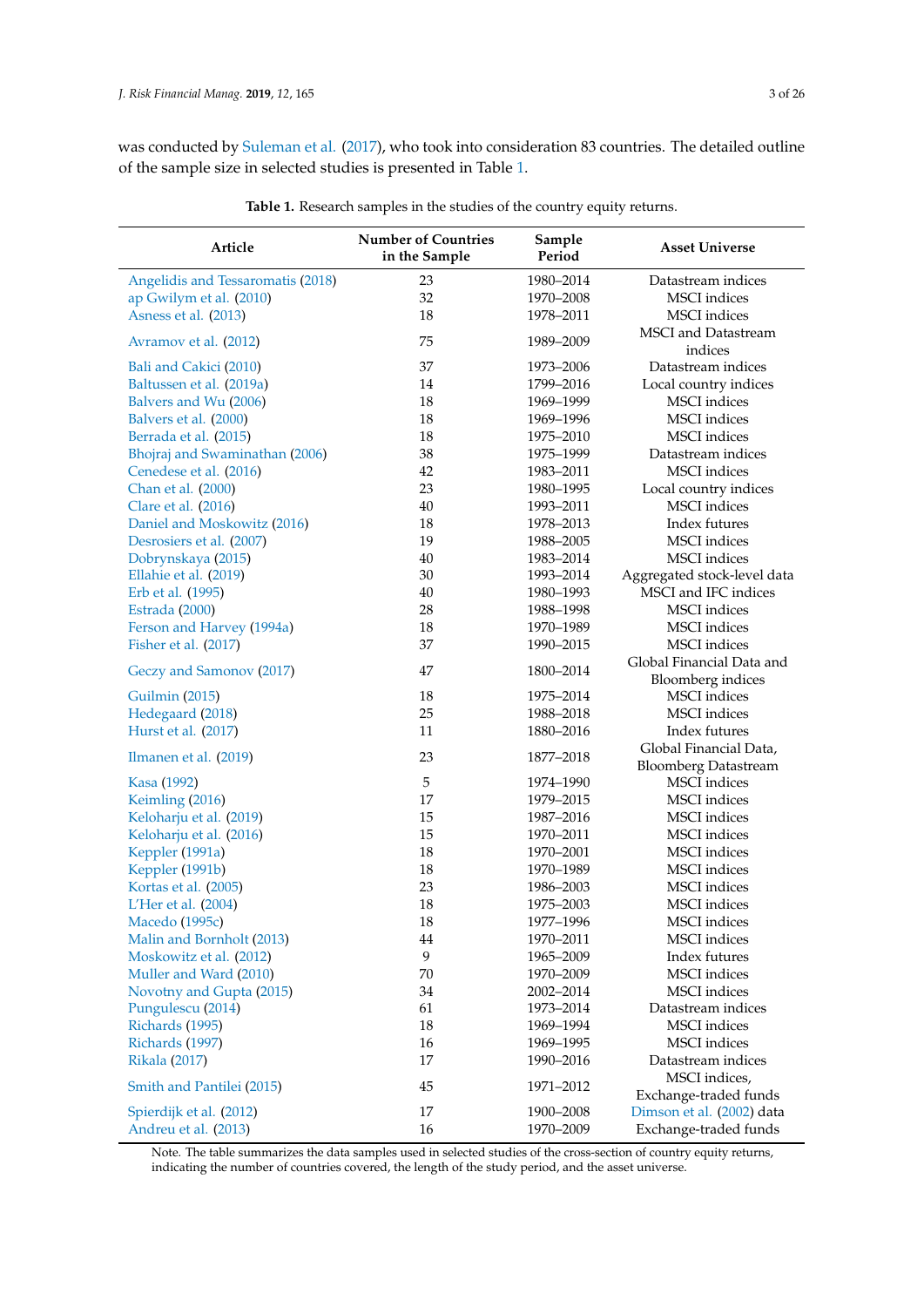was conducted by Suleman et al. (2017), who took into consideration 83 countries. The detailed outline of the sample size in selected studies is presented in Table 1.

**Table 1.** Research samples in the studies of the country equity returns.

| Article | Number of Countries in the Sample | Sample Period | Asset Universe |
|---|---|---|---|
| Angelidis and Tessaromatis (2018) | 23 | 1980–2014 | Datastream indices |
| ap Gwilym et al. (2010) | 32 | 1970–2008 | MSCI indices |
| Asness et al. (2013) | 18 | 1978–2011 | MSCI indices |
| Avramov et al. (2012) | 75 | 1989–2009 | MSCI and Datastream indices |
| Bali and Cakici (2010) | 37 | 1973–2006 | Datastream indices |
| Baltussen et al. (2019a) | 14 | 1799–2016 | Local country indices |
| Balvers and Wu (2006) | 18 | 1969–1999 | MSCI indices |
| Balvers et al. (2000) | 18 | 1969–1996 | MSCI indices |
| Berrada et al. (2015) | 18 | 1975–2010 | MSCI indices |
| Bhojraj and Swaminathan (2006) | 38 | 1975–1999 | Datastream indices |
| Cenedese et al. (2016) | 42 | 1983–2011 | MSCI indices |
| Chan et al. (2000) | 23 | 1980–1995 | Local country indices |
| Clare et al. (2016) | 40 | 1993–2011 | MSCI indices |
| Daniel and Moskowitz (2016) | 18 | 1978–2013 | Index futures |
| Desrosiers et al. (2007) | 19 | 1988–2005 | MSCI indices |
| Dobrynskaya (2015) | 40 | 1983–2014 | MSCI indices |
| Ellahie et al. (2019) | 30 | 1993–2014 | Aggregated stock-level data |
| Erb et al. (1995) | 40 | 1980–1993 | MSCI and IFC indices |
| Estrada (2000) | 28 | 1988–1998 | MSCI indices |
| Ferson and Harvey (1994a) | 18 | 1970–1989 | MSCI indices |
| Fisher et al. (2017) | 37 | 1990–2015 | MSCI indices |
| Geczy and Samonov (2017) | 47 | 1800–2014 | Global Financial Data and Bloomberg indices |
| Guilmin (2015) | 18 | 1975–2014 | MSCI indices |
| Hedegaard (2018) | 25 | 1988–2018 | MSCI indices |
| Hurst et al. (2017) | 11 | 1880–2016 | Index futures |
| Ilmanen et al. (2019) | 23 | 1877–2018 | Global Financial Data, Bloomberg Datastream |
| Kasa (1992) | 5 | 1974–1990 | MSCI indices |
| Keimling (2016) | 17 | 1979–2015 | MSCI indices |
| Keloharju et al. (2019) | 15 | 1987–2016 | MSCI indices |
| Keloharju et al. (2016) | 15 | 1970–2011 | MSCI indices |
| Keppler (1991a) | 18 | 1970–2001 | MSCI indices |
| Keppler (1991b) | 18 | 1970–1989 | MSCI indices |
| Kortas et al. (2005) | 23 | 1986–2003 | MSCI indices |
| L'Her et al. (2004) | 18 | 1975–2003 | MSCI indices |
| Macedo (1995c) | 18 | 1977–1996 | MSCI indices |
| Malin and Bornholt (2013) | 44 | 1970–2011 | MSCI indices |
| Moskowitz et al. (2012) | 9 | 1965–2009 | Index futures |
| Muller and Ward (2010) | 70 | 1970–2009 | MSCI indices |
| Novotny and Gupta (2015) | 34 | 2002–2014 | MSCI indices |
| Pungulescu (2014) | 61 | 1973–2014 | Datastream indices |
| Richards (1995) | 18 | 1969–1994 | MSCI indices |
| Richards (1997) | 16 | 1969–1995 | MSCI indices |
| Rikala (2017) | 17 | 1990–2016 | Datastream indices |
| Smith and Pantilei (2015) | 45 | 1971–2012 | MSCI indices, Exchange-traded funds |
| Spierdijk et al. (2012) | 17 | 1900–2008 | Dimson et al. (2002) data |
| Andreu et al. (2013) | 16 | 1970–2009 | Exchange-traded funds |

Note. The table summarizes the data samples used in selected studies of the cross-section of country equity returns, indicating the number of countries covered, the length of the study period, and the asset universe.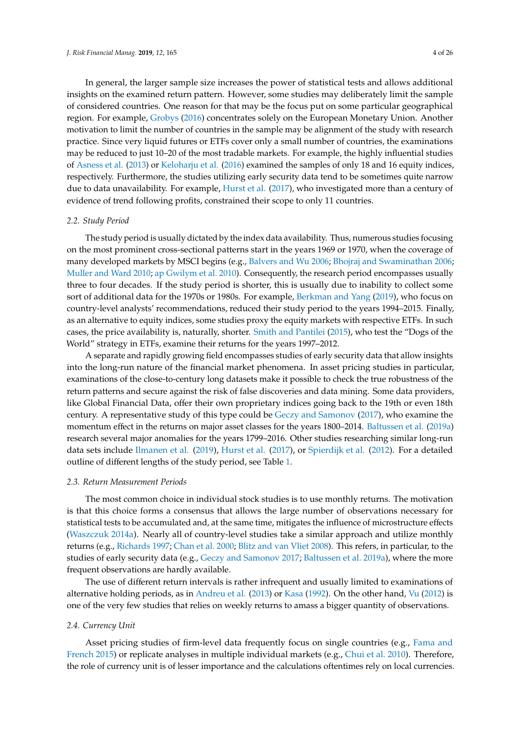In general, the larger sample size increases the power of statistical tests and allows additional insights on the examined return pattern. However, some studies may deliberately limit the sample of considered countries. One reason for that may be the focus put on some particular geographical region. For example, Grobys (2016) concentrates solely on the European Monetary Union. Another motivation to limit the number of countries in the sample may be alignment of the study with research practice. Since very liquid futures or ETFs cover only a small number of countries, the examinations may be reduced to just 10–20 of the most tradable markets. For example, the highly influential studies of Asness et al. (2013) or Keloharju et al. (2016) examined the samples of only 18 and 16 equity indices, respectively. Furthermore, the studies utilizing early security data tend to be sometimes quite narrow due to data unavailability. For example, Hurst et al. (2017), who investigated more than a century of evidence of trend following profits, constrained their scope to only 11 countries.

### 2.2. Study Period

The study period is usually dictated by the index data availability. Thus, numerous studies focusing on the most prominent cross-sectional patterns start in the years 1969 or 1970, when the coverage of many developed markets by MSCI begins (e.g., Balvers and Wu 2006; Bhojraj and Swaminathan 2006; Muller and Ward 2010; ap Gwilym et al. 2010). Consequently, the research period encompasses usually three to four decades. If the study period is shorter, this is usually due to inability to collect some sort of additional data for the 1970s or 1980s. For example, Berkman and Yang (2019), who focus on country-level analysts' recommendations, reduced their study period to the years 1994–2015. Finally, as an alternative to equity indices, some studies proxy the equity markets with respective ETFs. In such cases, the price availability is, naturally, shorter. Smith and Pantilei (2015), who test the "Dogs of the World" strategy in ETFs, examine their returns for the years 1997–2012.

A separate and rapidly growing field encompasses studies of early security data that allow insights into the long-run nature of the financial market phenomena. In asset pricing studies in particular, examinations of the close-to-century long datasets make it possible to check the true robustness of the return patterns and secure against the risk of false discoveries and data mining. Some data providers, like Global Financial Data, offer their own proprietary indices going back to the 19th or even 18th century. A representative study of this type could be Geczy and Samonov (2017), who examine the momentum effect in the returns on major asset classes for the years 1800–2014. Baltussen et al. (2019a) research several major anomalies for the years 1799–2016. Other studies researching similar long-run data sets include Ilmanen et al. (2019), Hurst et al. (2017), or Spierdijk et al. (2012). For a detailed outline of different lengths of the study period, see Table 1.

### 2.3. Return Measurement Periods

The most common choice in individual stock studies is to use monthly returns. The motivation is that this choice forms a consensus that allows the large number of observations necessary for statistical tests to be accumulated and, at the same time, mitigates the influence of microstructure effects (Waszczuk 2014a). Nearly all of country-level studies take a similar approach and utilize monthly returns (e.g., Richards 1997; Chan et al. 2000; Blitz and van Vliet 2008). This refers, in particular, to the studies of early security data (e.g., Geczy and Samonov 2017; Baltussen et al. 2019a), where the more frequent observations are hardly available.

The use of different return intervals is rather infrequent and usually limited to examinations of alternative holding periods, as in Andreu et al. (2013) or Kasa (1992). On the other hand, Vu (2012) is one of the very few studies that relies on weekly returns to amass a bigger quantity of observations.

### 2.4. Currency Unit

Asset pricing studies of firm-level data frequently focus on single countries (e.g., Fama and French 2015) or replicate analyses in multiple individual markets (e.g., Chui et al. 2010). Therefore, the role of currency unit is of lesser importance and the calculations oftentimes rely on local currencies.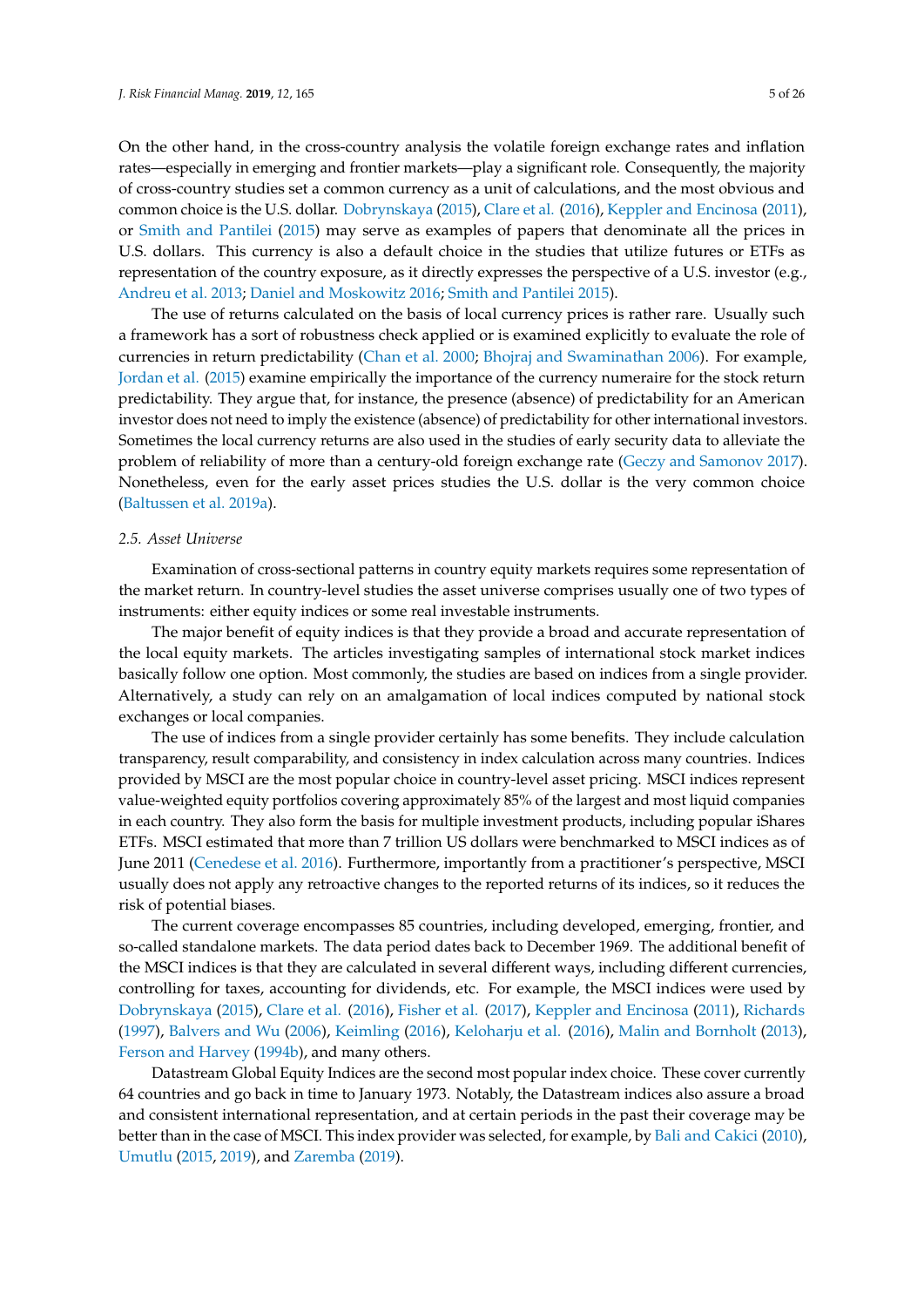On the other hand, in the cross-country analysis the volatile foreign exchange rates and inflation rates—especially in emerging and frontier markets—play a significant role. Consequently, the majority of cross-country studies set a common currency as a unit of calculations, and the most obvious and common choice is the U.S. dollar. Dobrynskaya (2015), Clare et al. (2016), Keppler and Encinosa (2011), or Smith and Pantilei (2015) may serve as examples of papers that denominate all the prices in U.S. dollars. This currency is also a default choice in the studies that utilize futures or ETFs as representation of the country exposure, as it directly expresses the perspective of a U.S. investor (e.g., Andreu et al. 2013; Daniel and Moskowitz 2016; Smith and Pantilei 2015).

The use of returns calculated on the basis of local currency prices is rather rare. Usually such a framework has a sort of robustness check applied or is examined explicitly to evaluate the role of currencies in return predictability (Chan et al. 2000; Bhojraj and Swaminathan 2006). For example, Jordan et al. (2015) examine empirically the importance of the currency numeraire for the stock return predictability. They argue that, for instance, the presence (absence) of predictability for an American investor does not need to imply the existence (absence) of predictability for other international investors. Sometimes the local currency returns are also used in the studies of early security data to alleviate the problem of reliability of more than a century-old foreign exchange rate (Geczy and Samonov 2017). Nonetheless, even for the early asset prices studies the U.S. dollar is the very common choice (Baltussen et al. 2019a).

### 2.5. Asset Universe

Examination of cross-sectional patterns in country equity markets requires some representation of the market return. In country-level studies the asset universe comprises usually one of two types of instruments: either equity indices or some real investable instruments.

The major benefit of equity indices is that they provide a broad and accurate representation of the local equity markets. The articles investigating samples of international stock market indices basically follow one option. Most commonly, the studies are based on indices from a single provider. Alternatively, a study can rely on an amalgamation of local indices computed by national stock exchanges or local companies.

The use of indices from a single provider certainly has some benefits. They include calculation transparency, result comparability, and consistency in index calculation across many countries. Indices provided by MSCI are the most popular choice in country-level asset pricing. MSCI indices represent value-weighted equity portfolios covering approximately 85% of the largest and most liquid companies in each country. They also form the basis for multiple investment products, including popular iShares ETFs. MSCI estimated that more than 7 trillion US dollars were benchmarked to MSCI indices as of June 2011 (Cenedese et al. 2016). Furthermore, importantly from a practitioner's perspective, MSCI usually does not apply any retroactive changes to the reported returns of its indices, so it reduces the risk of potential biases.

The current coverage encompasses 85 countries, including developed, emerging, frontier, and so-called standalone markets. The data period dates back to December 1969. The additional benefit of the MSCI indices is that they are calculated in several different ways, including different currencies, controlling for taxes, accounting for dividends, etc. For example, the MSCI indices were used by Dobrynskaya (2015), Clare et al. (2016), Fisher et al. (2017), Keppler and Encinosa (2011), Richards (1997), Balvers and Wu (2006), Keimling (2016), Keloharju et al. (2016), Malin and Bornholt (2013), Ferson and Harvey (1994b), and many others.

Datastream Global Equity Indices are the second most popular index choice. These cover currently 64 countries and go back in time to January 1973. Notably, the Datastream indices also assure a broad and consistent international representation, and at certain periods in the past their coverage may be better than in the case of MSCI. This index provider was selected, for example, by Bali and Cakici (2010), Umutlu (2015, 2019), and Zaremba (2019).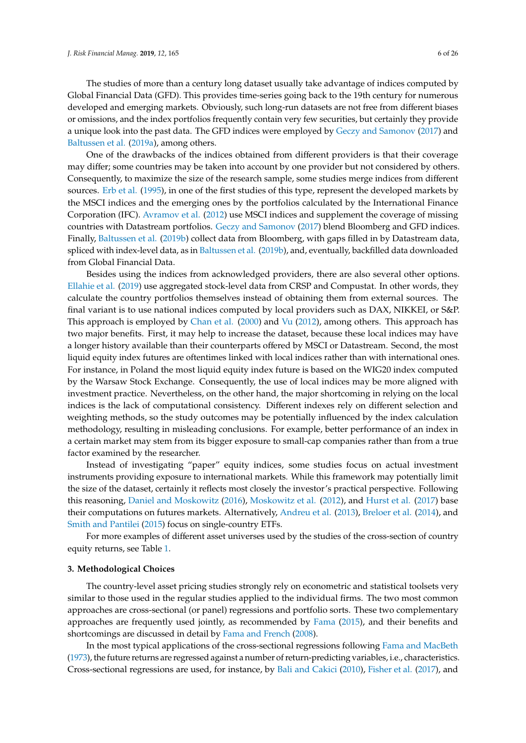The studies of more than a century long dataset usually take advantage of indices computed by Global Financial Data (GFD). This provides time-series going back to the 19th century for numerous developed and emerging markets. Obviously, such long-run datasets are not free from different biases or omissions, and the index portfolios frequently contain very few securities, but certainly they provide a unique look into the past data. The GFD indices were employed by Geczy and Samonov (2017) and Baltussen et al. (2019a), among others.

One of the drawbacks of the indices obtained from different providers is that their coverage may differ; some countries may be taken into account by one provider but not considered by others. Consequently, to maximize the size of the research sample, some studies merge indices from different sources. Erb et al. (1995), in one of the first studies of this type, represent the developed markets by the MSCI indices and the emerging ones by the portfolios calculated by the International Finance Corporation (IFC). Avramov et al. (2012) use MSCI indices and supplement the coverage of missing countries with Datastream portfolios. Geczy and Samonov (2017) blend Bloomberg and GFD indices. Finally, Baltussen et al. (2019b) collect data from Bloomberg, with gaps filled in by Datastream data, spliced with index-level data, as in Baltussen et al. (2019b), and, eventually, backfilled data downloaded from Global Financial Data.

Besides using the indices from acknowledged providers, there are also several other options. Ellahie et al. (2019) use aggregated stock-level data from CRSP and Compustat. In other words, they calculate the country portfolios themselves instead of obtaining them from external sources. The final variant is to use national indices computed by local providers such as DAX, NIKKEI, or S&P. This approach is employed by Chan et al. (2000) and Vu (2012), among others. This approach has two major benefits. First, it may help to increase the dataset, because these local indices may have a longer history available than their counterparts offered by MSCI or Datastream. Second, the most liquid equity index futures are oftentimes linked with local indices rather than with international ones. For instance, in Poland the most liquid equity index future is based on the WIG20 index computed by the Warsaw Stock Exchange. Consequently, the use of local indices may be more aligned with investment practice. Nevertheless, on the other hand, the major shortcoming in relying on the local indices is the lack of computational consistency. Different indexes rely on different selection and weighting methods, so the study outcomes may be potentially influenced by the index calculation methodology, resulting in misleading conclusions. For example, better performance of an index in a certain market may stem from its bigger exposure to small-cap companies rather than from a true factor examined by the researcher.

Instead of investigating "paper" equity indices, some studies focus on actual investment instruments providing exposure to international markets. While this framework may potentially limit the size of the dataset, certainly it reflects most closely the investor's practical perspective. Following this reasoning, Daniel and Moskowitz (2016), Moskowitz et al. (2012), and Hurst et al. (2017) base their computations on futures markets. Alternatively, Andreu et al. (2013), Breloer et al. (2014), and Smith and Pantilei (2015) focus on single-country ETFs.

For more examples of different asset universes used by the studies of the cross-section of country equity returns, see Table 1.

## 3. Methodological Choices

The country-level asset pricing studies strongly rely on econometric and statistical toolsets very similar to those used in the regular studies applied to the individual firms. The two most common approaches are cross-sectional (or panel) regressions and portfolio sorts. These two complementary approaches are frequently used jointly, as recommended by Fama (2015), and their benefits and shortcomings are discussed in detail by Fama and French (2008).

In the most typical applications of the cross-sectional regressions following Fama and MacBeth (1973), the future returns are regressed against a number of return-predicting variables, i.e., characteristics. Cross-sectional regressions are used, for instance, by Bali and Cakici (2010), Fisher et al. (2017), and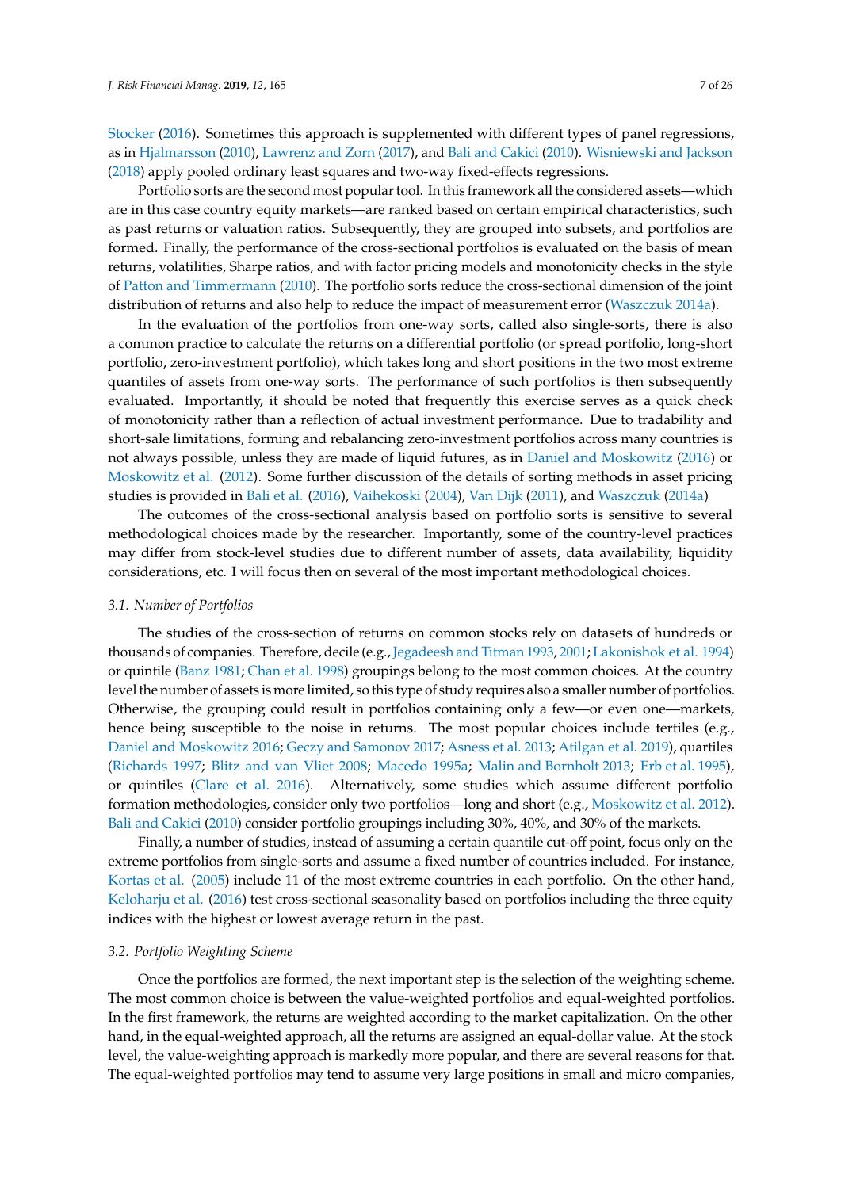Stocker (2016). Sometimes this approach is supplemented with different types of panel regressions, as in Hjalmarsson (2010), Lawrenz and Zorn (2017), and Bali and Cakici (2010). Wisniewski and Jackson (2018) apply pooled ordinary least squares and two-way fixed-effects regressions.

Portfolio sorts are the second most popular tool. In this framework all the considered assets—which are in this case country equity markets—are ranked based on certain empirical characteristics, such as past returns or valuation ratios. Subsequently, they are grouped into subsets, and portfolios are formed. Finally, the performance of the cross-sectional portfolios is evaluated on the basis of mean returns, volatilities, Sharpe ratios, and with factor pricing models and monotonicity checks in the style of Patton and Timmermann (2010). The portfolio sorts reduce the cross-sectional dimension of the joint distribution of returns and also help to reduce the impact of measurement error (Waszczuk 2014a).

In the evaluation of the portfolios from one-way sorts, called also single-sorts, there is also a common practice to calculate the returns on a differential portfolio (or spread portfolio, long-short portfolio, zero-investment portfolio), which takes long and short positions in the two most extreme quantiles of assets from one-way sorts. The performance of such portfolios is then subsequently evaluated. Importantly, it should be noted that frequently this exercise serves as a quick check of monotonicity rather than a reflection of actual investment performance. Due to tradability and short-sale limitations, forming and rebalancing zero-investment portfolios across many countries is not always possible, unless they are made of liquid futures, as in Daniel and Moskowitz (2016) or Moskowitz et al. (2012). Some further discussion of the details of sorting methods in asset pricing studies is provided in Bali et al. (2016), Vaihekoski (2004), Van Dijk (2011), and Waszczuk (2014a)

The outcomes of the cross-sectional analysis based on portfolio sorts is sensitive to several methodological choices made by the researcher. Importantly, some of the country-level practices may differ from stock-level studies due to different number of assets, data availability, liquidity considerations, etc. I will focus then on several of the most important methodological choices.

### *3.1. Number of Portfolios*

The studies of the cross-section of returns on common stocks rely on datasets of hundreds or thousands of companies. Therefore, decile (e.g., Jegadeesh and Titman 1993, 2001; Lakonishok et al. 1994) or quintile (Banz 1981; Chan et al. 1998) groupings belong to the most common choices. At the country level the number of assets is more limited, so this type of study requires also a smaller number of portfolios. Otherwise, the grouping could result in portfolios containing only a few—or even one—markets, hence being susceptible to the noise in returns. The most popular choices include tertiles (e.g., Daniel and Moskowitz 2016; Geczy and Samonov 2017; Asness et al. 2013; Atilgan et al. 2019), quartiles (Richards 1997; Blitz and van Vliet 2008; Macedo 1995a; Malin and Bornholt 2013; Erb et al. 1995), or quintiles (Clare et al. 2016). Alternatively, some studies which assume different portfolio formation methodologies, consider only two portfolios—long and short (e.g., Moskowitz et al. 2012). Bali and Cakici (2010) consider portfolio groupings including 30%, 40%, and 30% of the markets.

Finally, a number of studies, instead of assuming a certain quantile cut-off point, focus only on the extreme portfolios from single-sorts and assume a fixed number of countries included. For instance, Kortas et al. (2005) include 11 of the most extreme countries in each portfolio. On the other hand, Keloharju et al. (2016) test cross-sectional seasonality based on portfolios including the three equity indices with the highest or lowest average return in the past.

### *3.2. Portfolio Weighting Scheme*

Once the portfolios are formed, the next important step is the selection of the weighting scheme. The most common choice is between the value-weighted portfolios and equal-weighted portfolios. In the first framework, the returns are weighted according to the market capitalization. On the other hand, in the equal-weighted approach, all the returns are assigned an equal-dollar value. At the stock level, the value-weighting approach is markedly more popular, and there are several reasons for that. The equal-weighted portfolios may tend to assume very large positions in small and micro companies,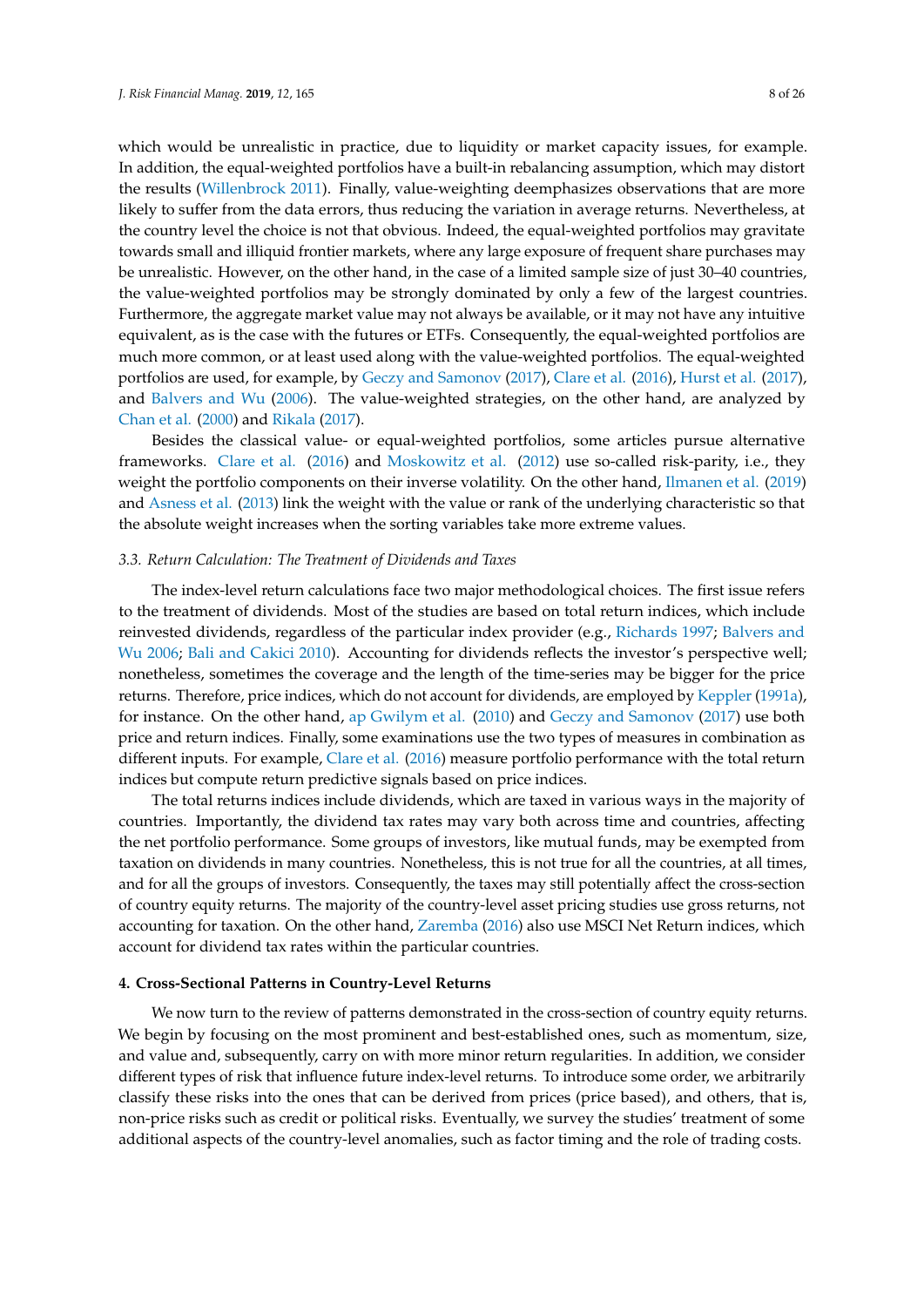which would be unrealistic in practice, due to liquidity or market capacity issues, for example. In addition, the equal-weighted portfolios have a built-in rebalancing assumption, which may distort the results (Willenbrock 2011). Finally, value-weighting deemphasizes observations that are more likely to suffer from the data errors, thus reducing the variation in average returns. Nevertheless, at the country level the choice is not that obvious. Indeed, the equal-weighted portfolios may gravitate towards small and illiquid frontier markets, where any large exposure of frequent share purchases may be unrealistic. However, on the other hand, in the case of a limited sample size of just 30–40 countries, the value-weighted portfolios may be strongly dominated by only a few of the largest countries. Furthermore, the aggregate market value may not always be available, or it may not have any intuitive equivalent, as is the case with the futures or ETFs. Consequently, the equal-weighted portfolios are much more common, or at least used along with the value-weighted portfolios. The equal-weighted portfolios are used, for example, by Geczy and Samonov (2017), Clare et al. (2016), Hurst et al. (2017), and Balvers and Wu (2006). The value-weighted strategies, on the other hand, are analyzed by Chan et al. (2000) and Rikala (2017).

Besides the classical value- or equal-weighted portfolios, some articles pursue alternative frameworks. Clare et al. (2016) and Moskowitz et al. (2012) use so-called risk-parity, i.e., they weight the portfolio components on their inverse volatility. On the other hand, Ilmanen et al. (2019) and Asness et al. (2013) link the weight with the value or rank of the underlying characteristic so that the absolute weight increases when the sorting variables take more extreme values.

### 3.3. Return Calculation: The Treatment of Dividends and Taxes

The index-level return calculations face two major methodological choices. The first issue refers to the treatment of dividends. Most of the studies are based on total return indices, which include reinvested dividends, regardless of the particular index provider (e.g., Richards 1997; Balvers and Wu 2006; Bali and Cakici 2010). Accounting for dividends reflects the investor's perspective well; nonetheless, sometimes the coverage and the length of the time-series may be bigger for the price returns. Therefore, price indices, which do not account for dividends, are employed by Keppler (1991a), for instance. On the other hand, ap Gwilym et al. (2010) and Geczy and Samonov (2017) use both price and return indices. Finally, some examinations use the two types of measures in combination as different inputs. For example, Clare et al. (2016) measure portfolio performance with the total return indices but compute return predictive signals based on price indices.

The total returns indices include dividends, which are taxed in various ways in the majority of countries. Importantly, the dividend tax rates may vary both across time and countries, affecting the net portfolio performance. Some groups of investors, like mutual funds, may be exempted from taxation on dividends in many countries. Nonetheless, this is not true for all the countries, at all times, and for all the groups of investors. Consequently, the taxes may still potentially affect the cross-section of country equity returns. The majority of the country-level asset pricing studies use gross returns, not accounting for taxation. On the other hand, Zaremba (2016) also use MSCI Net Return indices, which account for dividend tax rates within the particular countries.

## 4. Cross-Sectional Patterns in Country-Level Returns

We now turn to the review of patterns demonstrated in the cross-section of country equity returns. We begin by focusing on the most prominent and best-established ones, such as momentum, size, and value and, subsequently, carry on with more minor return regularities. In addition, we consider different types of risk that influence future index-level returns. To introduce some order, we arbitrarily classify these risks into the ones that can be derived from prices (price based), and others, that is, non-price risks such as credit or political risks. Eventually, we survey the studies' treatment of some additional aspects of the country-level anomalies, such as factor timing and the role of trading costs.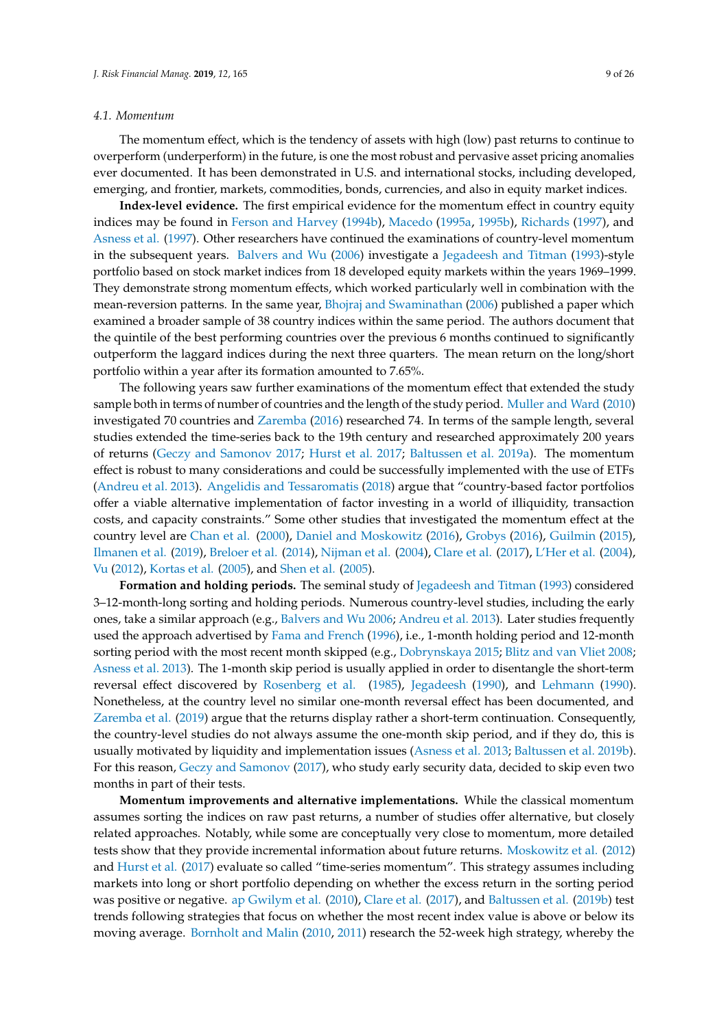### 4.1. Momentum

The momentum effect, which is the tendency of assets with high (low) past returns to continue to overperform (underperform) in the future, is one the most robust and pervasive asset pricing anomalies ever documented. It has been demonstrated in U.S. and international stocks, including developed, emerging, and frontier, markets, commodities, bonds, currencies, and also in equity market indices.

**Index-level evidence.** The first empirical evidence for the momentum effect in country equity indices may be found in Ferson and Harvey (1994b), Macedo (1995a, 1995b), Richards (1997), and Asness et al. (1997). Other researchers have continued the examinations of country-level momentum in the subsequent years. Balvers and Wu (2006) investigate a Jegadeesh and Titman (1993)-style portfolio based on stock market indices from 18 developed equity markets within the years 1969–1999. They demonstrate strong momentum effects, which worked particularly well in combination with the mean-reversion patterns. In the same year, Bhojraj and Swaminathan (2006) published a paper which examined a broader sample of 38 country indices within the same period. The authors document that the quintile of the best performing countries over the previous 6 months continued to significantly outperform the laggard indices during the next three quarters. The mean return on the long/short portfolio within a year after its formation amounted to 7.65%.

The following years saw further examinations of the momentum effect that extended the study sample both in terms of number of countries and the length of the study period. Muller and Ward (2010) investigated 70 countries and Zaremba (2016) researched 74. In terms of the sample length, several studies extended the time-series back to the 19th century and researched approximately 200 years of returns (Geczy and Samonov 2017; Hurst et al. 2017; Baltussen et al. 2019a). The momentum effect is robust to many considerations and could be successfully implemented with the use of ETFs (Andreu et al. 2013). Angelidis and Tessaromatis (2018) argue that "country-based factor portfolios offer a viable alternative implementation of factor investing in a world of illiquidity, transaction costs, and capacity constraints." Some other studies that investigated the momentum effect at the country level are Chan et al. (2000), Daniel and Moskowitz (2016), Grobys (2016), Guilmin (2015), Ilmanen et al. (2019), Breloer et al. (2014), Nijman et al. (2004), Clare et al. (2017), L'Her et al. (2004), Vu (2012), Kortas et al. (2005), and Shen et al. (2005).

**Formation and holding periods.** The seminal study of Jegadeesh and Titman (1993) considered 3–12-month-long sorting and holding periods. Numerous country-level studies, including the early ones, take a similar approach (e.g., Balvers and Wu 2006; Andreu et al. 2013). Later studies frequently used the approach advertised by Fama and French (1996), i.e., 1-month holding period and 12-month sorting period with the most recent month skipped (e.g., Dobrynskaya 2015; Blitz and van Vliet 2008; Asness et al. 2013). The 1-month skip period is usually applied in order to disentangle the short-term reversal effect discovered by Rosenberg et al. (1985), Jegadeesh (1990), and Lehmann (1990). Nonetheless, at the country level no similar one-month reversal effect has been documented, and Zaremba et al. (2019) argue that the returns display rather a short-term continuation. Consequently, the country-level studies do not always assume the one-month skip period, and if they do, this is usually motivated by liquidity and implementation issues (Asness et al. 2013; Baltussen et al. 2019b). For this reason, Geczy and Samonov (2017), who study early security data, decided to skip even two months in part of their tests.

**Momentum improvements and alternative implementations.** While the classical momentum assumes sorting the indices on raw past returns, a number of studies offer alternative, but closely related approaches. Notably, while some are conceptually very close to momentum, more detailed tests show that they provide incremental information about future returns. Moskowitz et al. (2012) and Hurst et al. (2017) evaluate so called "time-series momentum". This strategy assumes including markets into long or short portfolio depending on whether the excess return in the sorting period was positive or negative. ap Gwilym et al. (2010), Clare et al. (2017), and Baltussen et al. (2019b) test trends following strategies that focus on whether the most recent index value is above or below its moving average. Bornholt and Malin (2010, 2011) research the 52-week high strategy, whereby the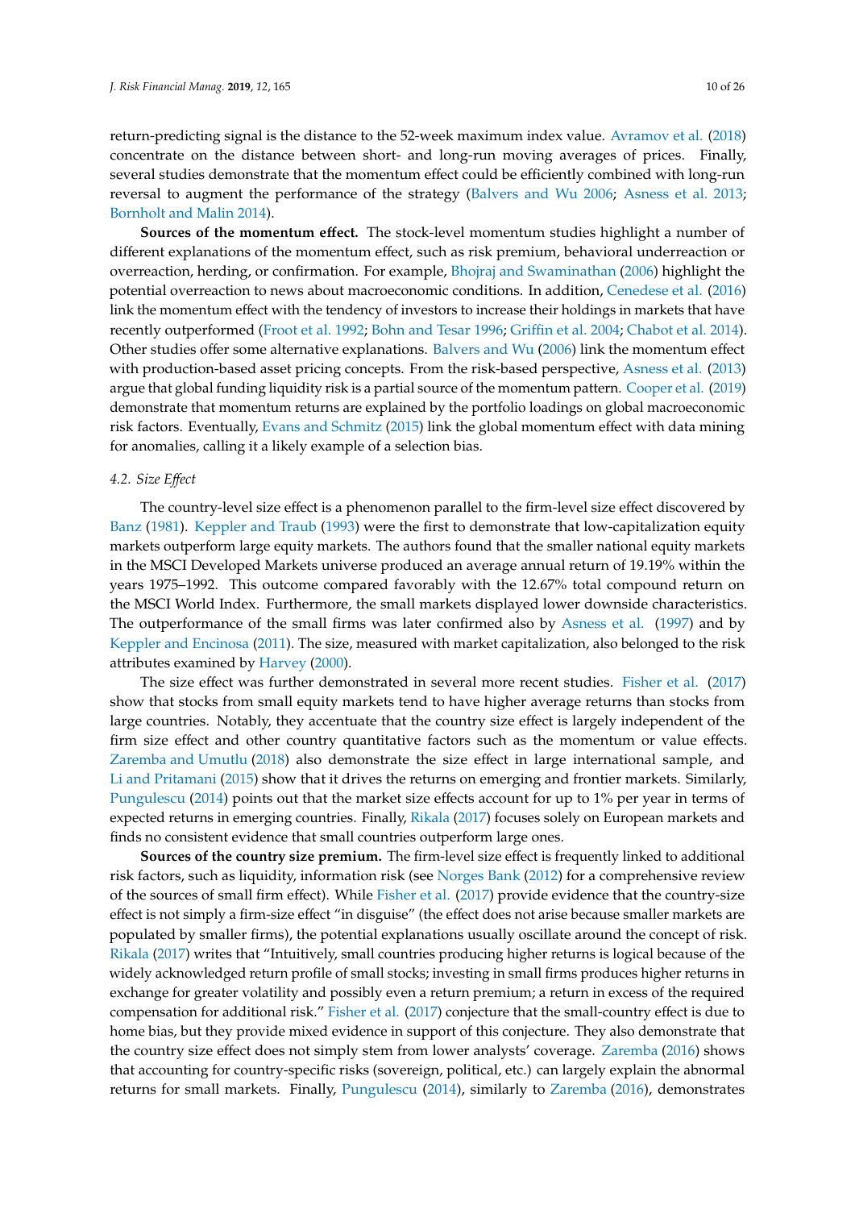return-predicting signal is the distance to the 52-week maximum index value. Avramov et al. (2018) concentrate on the distance between short- and long-run moving averages of prices. Finally, several studies demonstrate that the momentum effect could be efficiently combined with long-run reversal to augment the performance of the strategy (Balvers and Wu 2006; Asness et al. 2013; Bornholt and Malin 2014).

**Sources of the momentum effect.** The stock-level momentum studies highlight a number of different explanations of the momentum effect, such as risk premium, behavioral underreaction or overreaction, herding, or confirmation. For example, Bhojraj and Swaminathan (2006) highlight the potential overreaction to news about macroeconomic conditions. In addition, Cenedese et al. (2016) link the momentum effect with the tendency of investors to increase their holdings in markets that have recently outperformed (Froot et al. 1992; Bohn and Tesar 1996; Griffin et al. 2004; Chabot et al. 2014). Other studies offer some alternative explanations. Balvers and Wu (2006) link the momentum effect with production-based asset pricing concepts. From the risk-based perspective, Asness et al. (2013) argue that global funding liquidity risk is a partial source of the momentum pattern. Cooper et al. (2019) demonstrate that momentum returns are explained by the portfolio loadings on global macroeconomic risk factors. Eventually, Evans and Schmitz (2015) link the global momentum effect with data mining for anomalies, calling it a likely example of a selection bias.

### *4.2. Size Effect*

The country-level size effect is a phenomenon parallel to the firm-level size effect discovered by Banz (1981). Keppler and Traub (1993) were the first to demonstrate that low-capitalization equity markets outperform large equity markets. The authors found that the smaller national equity markets in the MSCI Developed Markets universe produced an average annual return of 19.19% within the years 1975–1992. This outcome compared favorably with the 12.67% total compound return on the MSCI World Index. Furthermore, the small markets displayed lower downside characteristics. The outperformance of the small firms was later confirmed also by Asness et al. (1997) and by Keppler and Encinosa (2011). The size, measured with market capitalization, also belonged to the risk attributes examined by Harvey (2000).

The size effect was further demonstrated in several more recent studies. Fisher et al. (2017) show that stocks from small equity markets tend to have higher average returns than stocks from large countries. Notably, they accentuate that the country size effect is largely independent of the firm size effect and other country quantitative factors such as the momentum or value effects. Zaremba and Umutlu (2018) also demonstrate the size effect in large international sample, and Li and Pritamani (2015) show that it drives the returns on emerging and frontier markets. Similarly, Pungulescu (2014) points out that the market size effects account for up to 1% per year in terms of expected returns in emerging countries. Finally, Rikala (2017) focuses solely on European markets and finds no consistent evidence that small countries outperform large ones.

**Sources of the country size premium.** The firm-level size effect is frequently linked to additional risk factors, such as liquidity, information risk (see Norges Bank (2012) for a comprehensive review of the sources of small firm effect). While Fisher et al. (2017) provide evidence that the country-size effect is not simply a firm-size effect "in disguise" (the effect does not arise because smaller markets are populated by smaller firms), the potential explanations usually oscillate around the concept of risk. Rikala (2017) writes that "Intuitively, small countries producing higher returns is logical because of the widely acknowledged return profile of small stocks; investing in small firms produces higher returns in exchange for greater volatility and possibly even a return premium; a return in excess of the required compensation for additional risk." Fisher et al. (2017) conjecture that the small-country effect is due to home bias, but they provide mixed evidence in support of this conjecture. They also demonstrate that the country size effect does not simply stem from lower analysts' coverage. Zaremba (2016) shows that accounting for country-specific risks (sovereign, political, etc.) can largely explain the abnormal returns for small markets. Finally, Pungulescu (2014), similarly to Zaremba (2016), demonstrates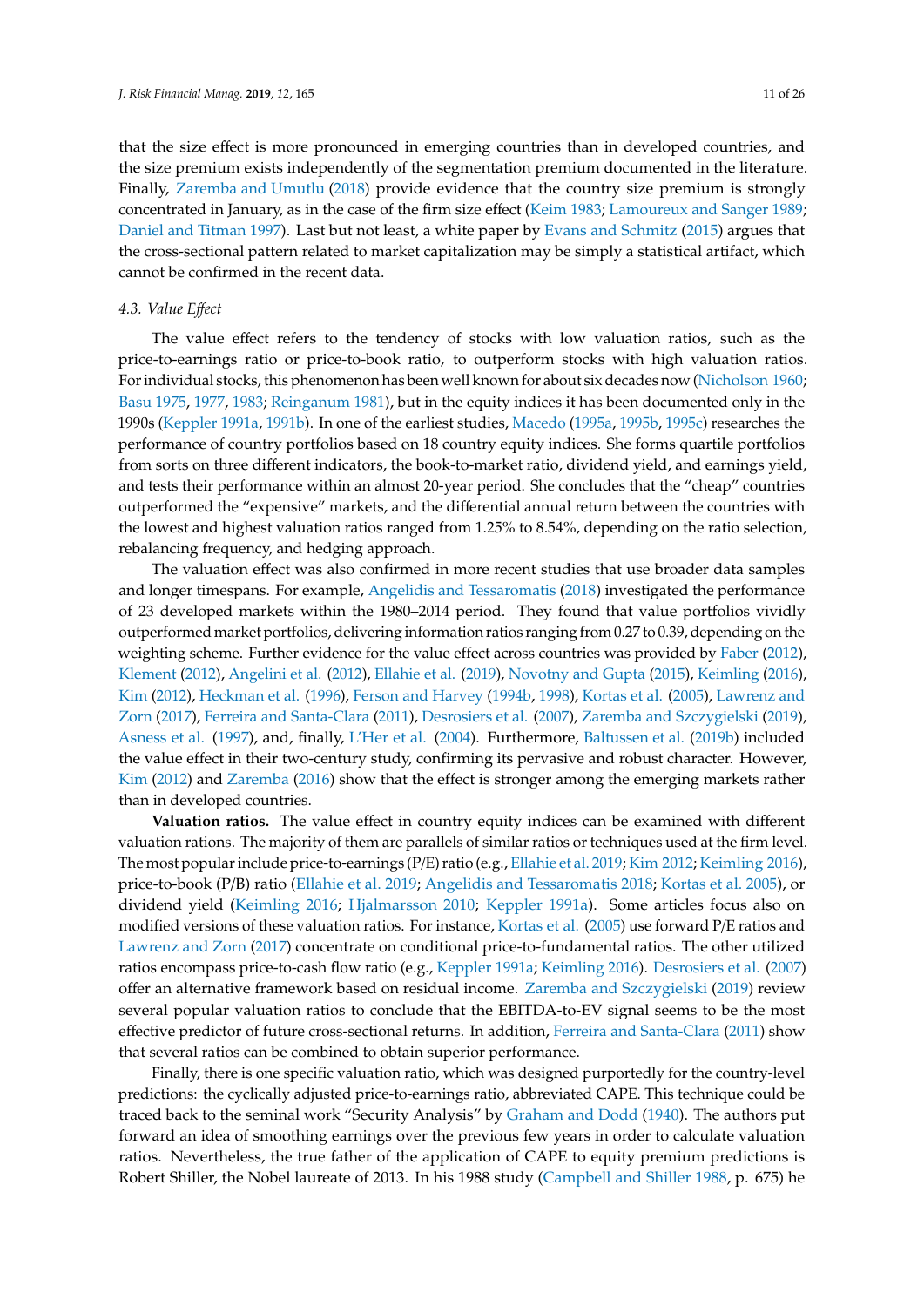that the size effect is more pronounced in emerging countries than in developed countries, and the size premium exists independently of the segmentation premium documented in the literature. Finally, Zaremba and Umutlu (2018) provide evidence that the country size premium is strongly concentrated in January, as in the case of the firm size effect (Keim 1983; Lamoureux and Sanger 1989; Daniel and Titman 1997). Last but not least, a white paper by Evans and Schmitz (2015) argues that the cross-sectional pattern related to market capitalization may be simply a statistical artifact, which cannot be confirmed in the recent data.

### 4.3. Value Effect

The value effect refers to the tendency of stocks with low valuation ratios, such as the price-to-earnings ratio or price-to-book ratio, to outperform stocks with high valuation ratios. For individual stocks, this phenomenon has been well known for about six decades now (Nicholson 1960; Basu 1975, 1977, 1983; Reinganum 1981), but in the equity indices it has been documented only in the 1990s (Keppler 1991a, 1991b). In one of the earliest studies, Macedo (1995a, 1995b, 1995c) researches the performance of country portfolios based on 18 country equity indices. She forms quartile portfolios from sorts on three different indicators, the book-to-market ratio, dividend yield, and earnings yield, and tests their performance within an almost 20-year period. She concludes that the "cheap" countries outperformed the "expensive" markets, and the differential annual return between the countries with the lowest and highest valuation ratios ranged from 1.25% to 8.54%, depending on the ratio selection, rebalancing frequency, and hedging approach.

The valuation effect was also confirmed in more recent studies that use broader data samples and longer timespans. For example, Angelidis and Tessaromatis (2018) investigated the performance of 23 developed markets within the 1980–2014 period. They found that value portfolios vividly outperformed market portfolios, delivering information ratios ranging from 0.27 to 0.39, depending on the weighting scheme. Further evidence for the value effect across countries was provided by Faber (2012), Klement (2012), Angelini et al. (2012), Ellahie et al. (2019), Novotny and Gupta (2015), Keimling (2016), Kim (2012), Heckman et al. (1996), Ferson and Harvey (1994b, 1998), Kortas et al. (2005), Lawrenz and Zorn (2017), Ferreira and Santa-Clara (2011), Desrosiers et al. (2007), Zaremba and Szczygielski (2019), Asness et al. (1997), and, finally, L'Her et al. (2004). Furthermore, Baltussen et al. (2019b) included the value effect in their two-century study, confirming its pervasive and robust character. However, Kim (2012) and Zaremba (2016) show that the effect is stronger among the emerging markets rather than in developed countries.

**Valuation ratios.** The value effect in country equity indices can be examined with different valuation rations. The majority of them are parallels of similar ratios or techniques used at the firm level. The most popular include price-to-earnings (P/E) ratio (e.g., Ellahie et al. 2019; Kim 2012; Keimling 2016), price-to-book (P/B) ratio (Ellahie et al. 2019; Angelidis and Tessaromatis 2018; Kortas et al. 2005), or dividend yield (Keimling 2016; Hjalmarsson 2010; Keppler 1991a). Some articles focus also on modified versions of these valuation ratios. For instance, Kortas et al. (2005) use forward P/E ratios and Lawrenz and Zorn (2017) concentrate on conditional price-to-fundamental ratios. The other utilized ratios encompass price-to-cash flow ratio (e.g., Keppler 1991a; Keimling 2016). Desrosiers et al. (2007) offer an alternative framework based on residual income. Zaremba and Szczygielski (2019) review several popular valuation ratios to conclude that the EBITDA-to-EV signal seems to be the most effective predictor of future cross-sectional returns. In addition, Ferreira and Santa-Clara (2011) show that several ratios can be combined to obtain superior performance.

Finally, there is one specific valuation ratio, which was designed purportedly for the country-level predictions: the cyclically adjusted price-to-earnings ratio, abbreviated CAPE. This technique could be traced back to the seminal work "Security Analysis" by Graham and Dodd (1940). The authors put forward an idea of smoothing earnings over the previous few years in order to calculate valuation ratios. Nevertheless, the true father of the application of CAPE to equity premium predictions is Robert Shiller, the Nobel laureate of 2013. In his 1988 study (Campbell and Shiller 1988, p. 675) he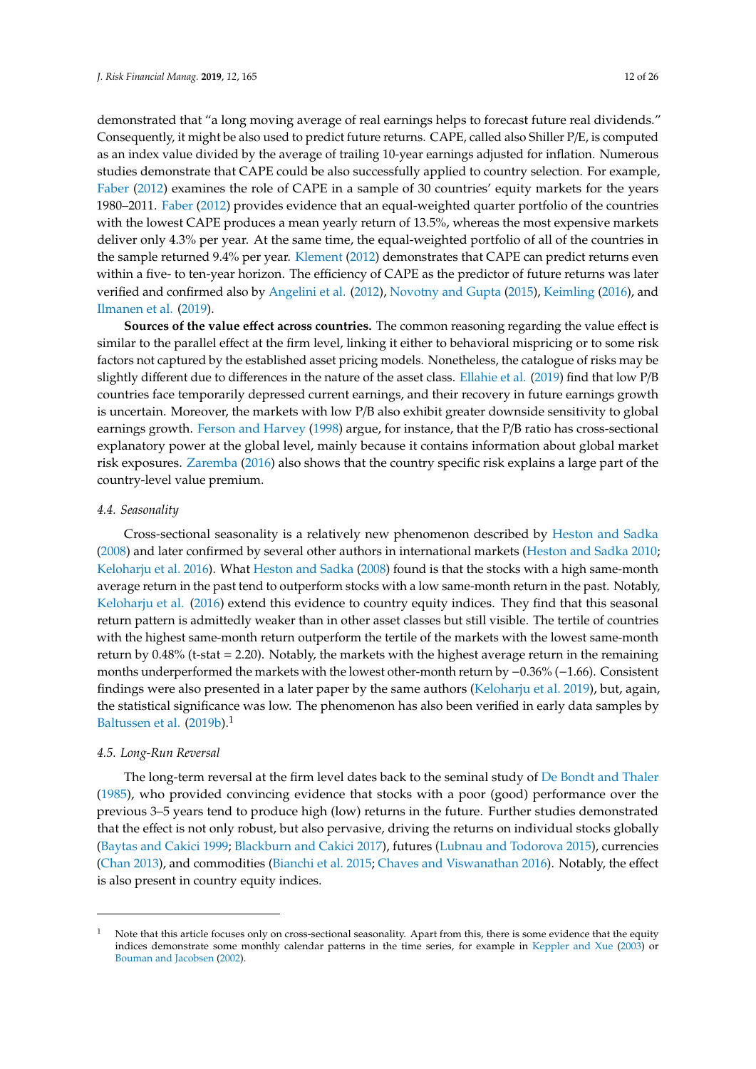demonstrated that "a long moving average of real earnings helps to forecast future real dividends." Consequently, it might be also used to predict future returns. CAPE, called also Shiller P/E, is computed as an index value divided by the average of trailing 10-year earnings adjusted for inflation. Numerous studies demonstrate that CAPE could be also successfully applied to country selection. For example, Faber (2012) examines the role of CAPE in a sample of 30 countries' equity markets for the years 1980–2011. Faber (2012) provides evidence that an equal-weighted quarter portfolio of the countries with the lowest CAPE produces a mean yearly return of 13.5%, whereas the most expensive markets deliver only 4.3% per year. At the same time, the equal-weighted portfolio of all of the countries in the sample returned 9.4% per year. Klement (2012) demonstrates that CAPE can predict returns even within a five- to ten-year horizon. The efficiency of CAPE as the predictor of future returns was later verified and confirmed also by Angelini et al. (2012), Novotny and Gupta (2015), Keimling (2016), and Ilmanen et al. (2019).

**Sources of the value effect across countries.** The common reasoning regarding the value effect is similar to the parallel effect at the firm level, linking it either to behavioral mispricing or to some risk factors not captured by the established asset pricing models. Nonetheless, the catalogue of risks may be slightly different due to differences in the nature of the asset class. Ellahie et al. (2019) find that low P/B countries face temporarily depressed current earnings, and their recovery in future earnings growth is uncertain. Moreover, the markets with low P/B also exhibit greater downside sensitivity to global earnings growth. Ferson and Harvey (1998) argue, for instance, that the P/B ratio has cross-sectional explanatory power at the global level, mainly because it contains information about global market risk exposures. Zaremba (2016) also shows that the country specific risk explains a large part of the country-level value premium.

### 4.4. Seasonality

Cross-sectional seasonality is a relatively new phenomenon described by Heston and Sadka (2008) and later confirmed by several other authors in international markets (Heston and Sadka 2010; Keloharju et al. 2016). What Heston and Sadka (2008) found is that the stocks with a high same-month average return in the past tend to outperform stocks with a low same-month return in the past. Notably, Keloharju et al. (2016) extend this evidence to country equity indices. They find that this seasonal return pattern is admittedly weaker than in other asset classes but still visible. The tertile of countries with the highest same-month return outperform the tertile of the markets with the lowest same-month return by 0.48% (t-stat = 2.20). Notably, the markets with the highest average return in the remaining months underperformed the markets with the lowest other-month return by −0.36% (−1.66). Consistent findings were also presented in a later paper by the same authors (Keloharju et al. 2019), but, again, the statistical significance was low. The phenomenon has also been verified in early data samples by Baltussen et al. (2019b).[1]

### 4.5. Long-Run Reversal

The long-term reversal at the firm level dates back to the seminal study of De Bondt and Thaler (1985), who provided convincing evidence that stocks with a poor (good) performance over the previous 3–5 years tend to produce high (low) returns in the future. Further studies demonstrated that the effect is not only robust, but also pervasive, driving the returns on individual stocks globally (Baytas and Cakici 1999; Blackburn and Cakici 2017), futures (Lubnau and Todorova 2015), currencies (Chan 2013), and commodities (Bianchi et al. 2015; Chaves and Viswanathan 2016). Notably, the effect is also present in country equity indices.

---

[1] Note that this article focuses only on cross-sectional seasonality. Apart from this, there is some evidence that the equity indices demonstrate some monthly calendar patterns in the time series, for example in Keppler and Xue (2003) or Bouman and Jacobsen (2002).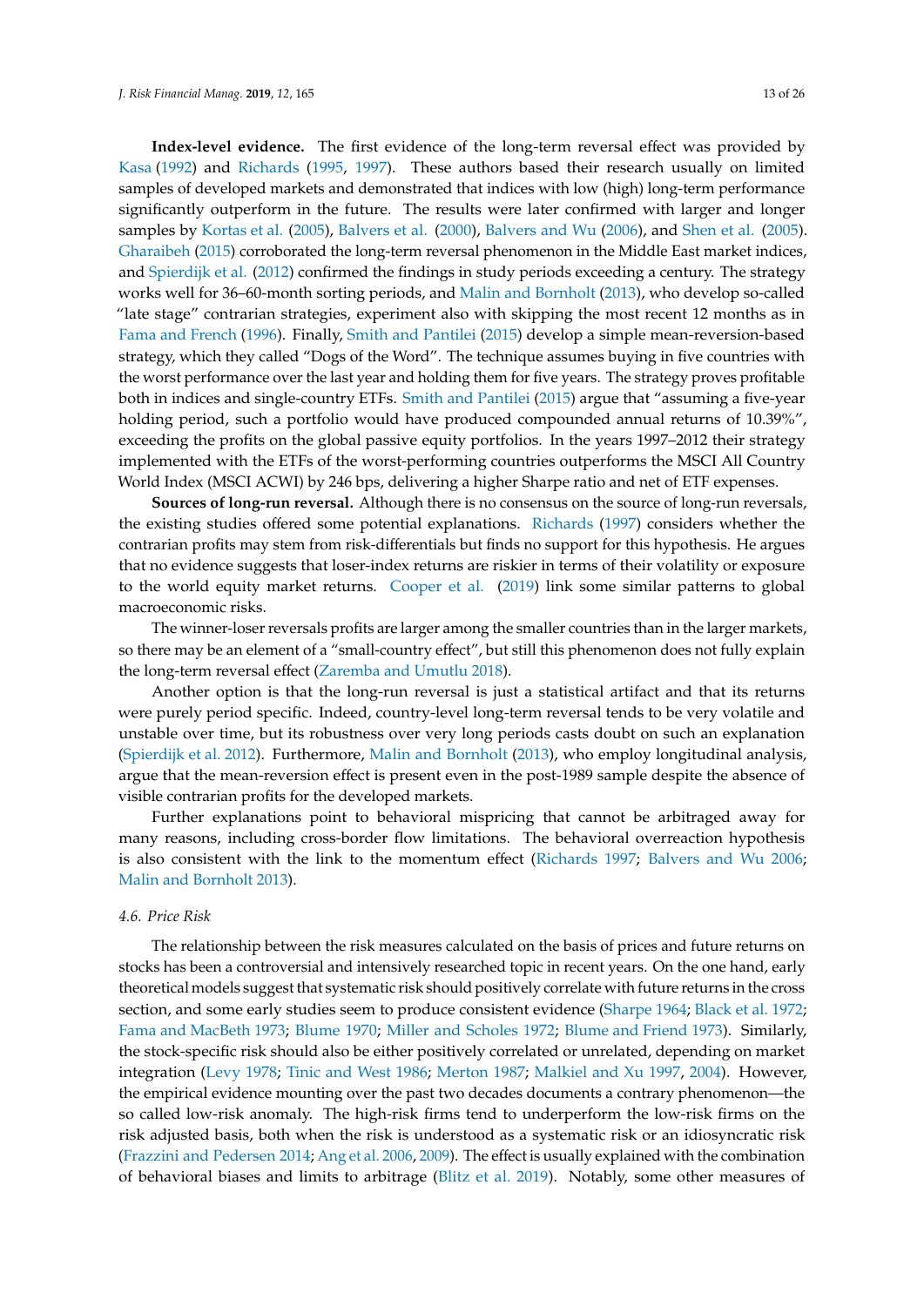**Index-level evidence.** The first evidence of the long-term reversal effect was provided by Kasa (1992) and Richards (1995, 1997). These authors based their research usually on limited samples of developed markets and demonstrated that indices with low (high) long-term performance significantly outperform in the future. The results were later confirmed with larger and longer samples by Kortas et al. (2005), Balvers et al. (2000), Balvers and Wu (2006), and Shen et al. (2005). Gharaibeh (2015) corroborated the long-term reversal phenomenon in the Middle East market indices, and Spierdijk et al. (2012) confirmed the findings in study periods exceeding a century. The strategy works well for 36–60-month sorting periods, and Malin and Bornholt (2013), who develop so-called "late stage" contrarian strategies, experiment also with skipping the most recent 12 months as in Fama and French (1996). Finally, Smith and Pantilei (2015) develop a simple mean-reversion-based strategy, which they called "Dogs of the Word". The technique assumes buying in five countries with the worst performance over the last year and holding them for five years. The strategy proves profitable both in indices and single-country ETFs. Smith and Pantilei (2015) argue that "assuming a five-year holding period, such a portfolio would have produced compounded annual returns of 10.39%", exceeding the profits on the global passive equity portfolios. In the years 1997–2012 their strategy implemented with the ETFs of the worst-performing countries outperforms the MSCI All Country World Index (MSCI ACWI) by 246 bps, delivering a higher Sharpe ratio and net of ETF expenses.

**Sources of long-run reversal.** Although there is no consensus on the source of long-run reversals, the existing studies offered some potential explanations. Richards (1997) considers whether the contrarian profits may stem from risk-differentials but finds no support for this hypothesis. He argues that no evidence suggests that loser-index returns are riskier in terms of their volatility or exposure to the world equity market returns. Cooper et al. (2019) link some similar patterns to global macroeconomic risks.

The winner-loser reversals profits are larger among the smaller countries than in the larger markets, so there may be an element of a "small-country effect", but still this phenomenon does not fully explain the long-term reversal effect (Zaremba and Umutlu 2018).

Another option is that the long-run reversal is just a statistical artifact and that its returns were purely period specific. Indeed, country-level long-term reversal tends to be very volatile and unstable over time, but its robustness over very long periods casts doubt on such an explanation (Spierdijk et al. 2012). Furthermore, Malin and Bornholt (2013), who employ longitudinal analysis, argue that the mean-reversion effect is present even in the post-1989 sample despite the absence of visible contrarian profits for the developed markets.

Further explanations point to behavioral mispricing that cannot be arbitraged away for many reasons, including cross-border flow limitations. The behavioral overreaction hypothesis is also consistent with the link to the momentum effect (Richards 1997; Balvers and Wu 2006; Malin and Bornholt 2013).

### 4.6. Price Risk

The relationship between the risk measures calculated on the basis of prices and future returns on stocks has been a controversial and intensively researched topic in recent years. On the one hand, early theoretical models suggest that systematic risk should positively correlate with future returns in the cross section, and some early studies seem to produce consistent evidence (Sharpe 1964; Black et al. 1972; Fama and MacBeth 1973; Blume 1970; Miller and Scholes 1972; Blume and Friend 1973). Similarly, the stock-specific risk should also be either positively correlated or unrelated, depending on market integration (Levy 1978; Tinic and West 1986; Merton 1987; Malkiel and Xu 1997, 2004). However, the empirical evidence mounting over the past two decades documents a contrary phenomenon—the so called low-risk anomaly. The high-risk firms tend to underperform the low-risk firms on the risk adjusted basis, both when the risk is understood as a systematic risk or an idiosyncratic risk (Frazzini and Pedersen 2014; Ang et al. 2006, 2009). The effect is usually explained with the combination of behavioral biases and limits to arbitrage (Blitz et al. 2019). Notably, some other measures of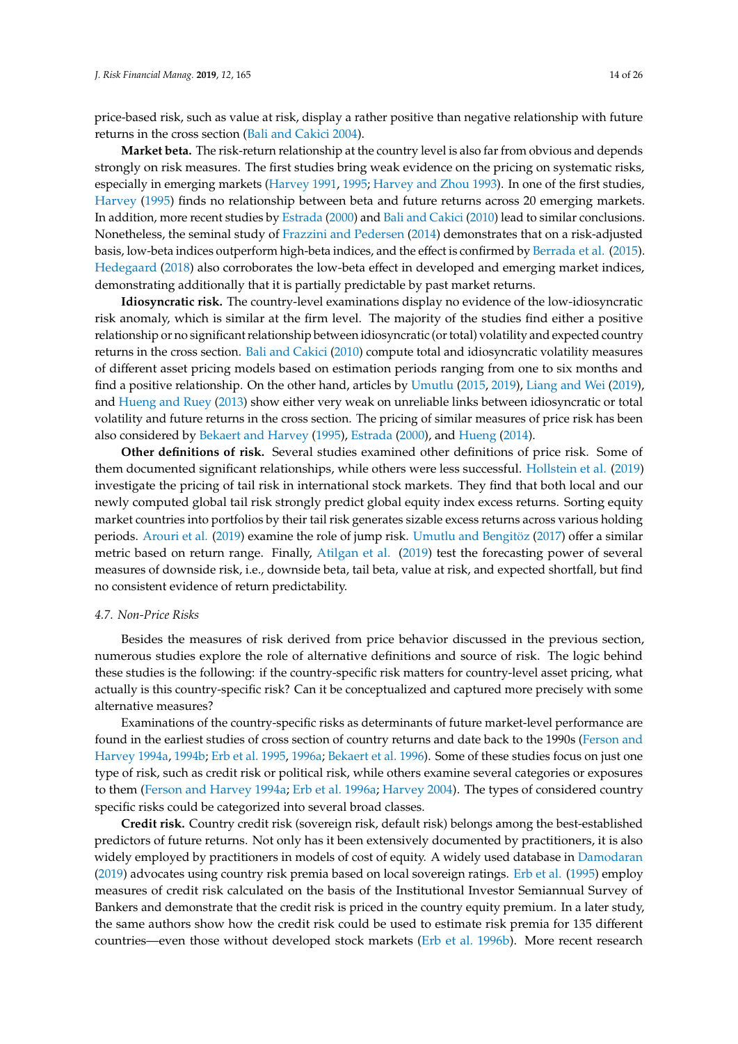price-based risk, such as value at risk, display a rather positive than negative relationship with future returns in the cross section (Bali and Cakici 2004).

**Market beta.** The risk-return relationship at the country level is also far from obvious and depends strongly on risk measures. The first studies bring weak evidence on the pricing on systematic risks, especially in emerging markets (Harvey 1991, 1995; Harvey and Zhou 1993). In one of the first studies, Harvey (1995) finds no relationship between beta and future returns across 20 emerging markets. In addition, more recent studies by Estrada (2000) and Bali and Cakici (2010) lead to similar conclusions. Nonetheless, the seminal study of Frazzini and Pedersen (2014) demonstrates that on a risk-adjusted basis, low-beta indices outperform high-beta indices, and the effect is confirmed by Berrada et al. (2015). Hedegaard (2018) also corroborates the low-beta effect in developed and emerging market indices, demonstrating additionally that it is partially predictable by past market returns.

**Idiosyncratic risk.** The country-level examinations display no evidence of the low-idiosyncratic risk anomaly, which is similar at the firm level. The majority of the studies find either a positive relationship or no significant relationship between idiosyncratic (or total) volatility and expected country returns in the cross section. Bali and Cakici (2010) compute total and idiosyncratic volatility measures of different asset pricing models based on estimation periods ranging from one to six months and find a positive relationship. On the other hand, articles by Umutlu (2015, 2019), Liang and Wei (2019), and Hueng and Ruey (2013) show either very weak on unreliable links between idiosyncratic or total volatility and future returns in the cross section. The pricing of similar measures of price risk has been also considered by Bekaert and Harvey (1995), Estrada (2000), and Hueng (2014).

**Other definitions of risk.** Several studies examined other definitions of price risk. Some of them documented significant relationships, while others were less successful. Hollstein et al. (2019) investigate the pricing of tail risk in international stock markets. They find that both local and our newly computed global tail risk strongly predict global equity index excess returns. Sorting equity market countries into portfolios by their tail risk generates sizable excess returns across various holding periods. Arouri et al. (2019) examine the role of jump risk. Umutlu and Bengitöz (2017) offer a similar metric based on return range. Finally, Atilgan et al. (2019) test the forecasting power of several measures of downside risk, i.e., downside beta, tail beta, value at risk, and expected shortfall, but find no consistent evidence of return predictability.

### *4.7. Non-Price Risks*

Besides the measures of risk derived from price behavior discussed in the previous section, numerous studies explore the role of alternative definitions and source of risk. The logic behind these studies is the following: if the country-specific risk matters for country-level asset pricing, what actually is this country-specific risk? Can it be conceptualized and captured more precisely with some alternative measures?

Examinations of the country-specific risks as determinants of future market-level performance are found in the earliest studies of cross section of country returns and date back to the 1990s (Ferson and Harvey 1994a, 1994b; Erb et al. 1995, 1996a; Bekaert et al. 1996). Some of these studies focus on just one type of risk, such as credit risk or political risk, while others examine several categories or exposures to them (Ferson and Harvey 1994a; Erb et al. 1996a; Harvey 2004). The types of considered country specific risks could be categorized into several broad classes.

**Credit risk.** Country credit risk (sovereign risk, default risk) belongs among the best-established predictors of future returns. Not only has it been extensively documented by practitioners, it is also widely employed by practitioners in models of cost of equity. A widely used database in Damodaran (2019) advocates using country risk premia based on local sovereign ratings. Erb et al. (1995) employ measures of credit risk calculated on the basis of the Institutional Investor Semiannual Survey of Bankers and demonstrate that the credit risk is priced in the country equity premium. In a later study, the same authors show how the credit risk could be used to estimate risk premia for 135 different countries—even those without developed stock markets (Erb et al. 1996b). More recent research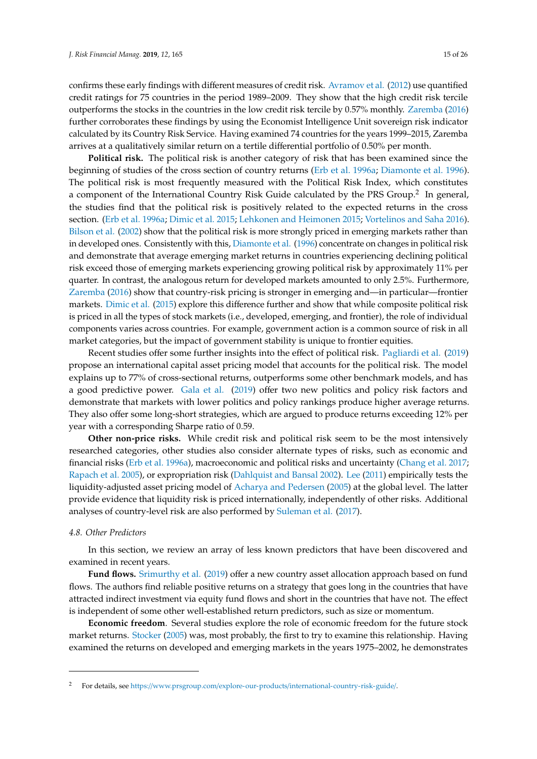confirms these early findings with different measures of credit risk. Avramov et al. (2012) use quantified credit ratings for 75 countries in the period 1989–2009. They show that the high credit risk tercile outperforms the stocks in the countries in the low credit risk tercile by 0.57% monthly. Zaremba (2016) further corroborates these findings by using the Economist Intelligence Unit sovereign risk indicator calculated by its Country Risk Service. Having examined 74 countries for the years 1999–2015, Zaremba arrives at a qualitatively similar return on a tertile differential portfolio of 0.50% per month.

**Political risk.** The political risk is another category of risk that has been examined since the beginning of studies of the cross section of country returns (Erb et al. 1996a; Diamonte et al. 1996). The political risk is most frequently measured with the Political Risk Index, which constitutes a component of the International Country Risk Guide calculated by the PRS Group.[2] In general, the studies find that the political risk is positively related to the expected returns in the cross section. (Erb et al. 1996a; Dimic et al. 2015; Lehkonen and Heimonen 2015; Vortelinos and Saha 2016). Bilson et al. (2002) show that the political risk is more strongly priced in emerging markets rather than in developed ones. Consistently with this, Diamonte et al. (1996) concentrate on changes in political risk and demonstrate that average emerging market returns in countries experiencing declining political risk exceed those of emerging markets experiencing growing political risk by approximately 11% per quarter. In contrast, the analogous return for developed markets amounted to only 2.5%. Furthermore, Zaremba (2016) show that country-risk pricing is stronger in emerging and—in particular—frontier markets. Dimic et al. (2015) explore this difference further and show that while composite political risk is priced in all the types of stock markets (i.e., developed, emerging, and frontier), the role of individual components varies across countries. For example, government action is a common source of risk in all market categories, but the impact of government stability is unique to frontier equities.

Recent studies offer some further insights into the effect of political risk. Pagliardi et al. (2019) propose an international capital asset pricing model that accounts for the political risk. The model explains up to 77% of cross-sectional returns, outperforms some other benchmark models, and has a good predictive power. Gala et al. (2019) offer two new politics and policy risk factors and demonstrate that markets with lower politics and policy rankings produce higher average returns. They also offer some long-short strategies, which are argued to produce returns exceeding 12% per year with a corresponding Sharpe ratio of 0.59.

**Other non-price risks.** While credit risk and political risk seem to be the most intensively researched categories, other studies also consider alternate types of risks, such as economic and financial risks (Erb et al. 1996a), macroeconomic and political risks and uncertainty (Chang et al. 2017; Rapach et al. 2005), or expropriation risk (Dahlquist and Bansal 2002). Lee (2011) empirically tests the liquidity-adjusted asset pricing model of Acharya and Pedersen (2005) at the global level. The latter provide evidence that liquidity risk is priced internationally, independently of other risks. Additional analyses of country-level risk are also performed by Suleman et al. (2017).

### 4.8. Other Predictors

In this section, we review an array of less known predictors that have been discovered and examined in recent years.

**Fund flows.** Srimurthy et al. (2019) offer a new country asset allocation approach based on fund flows. The authors find reliable positive returns on a strategy that goes long in the countries that have attracted indirect investment via equity fund flows and short in the countries that have not. The effect is independent of some other well-established return predictors, such as size or momentum.

**Economic freedom**. Several studies explore the role of economic freedom for the future stock market returns. Stocker (2005) was, most probably, the first to try to examine this relationship. Having examined the returns on developed and emerging markets in the years 1975–2002, he demonstrates

---

[2] For details, see https://www.prsgroup.com/explore-our-products/international-country-risk-guide/.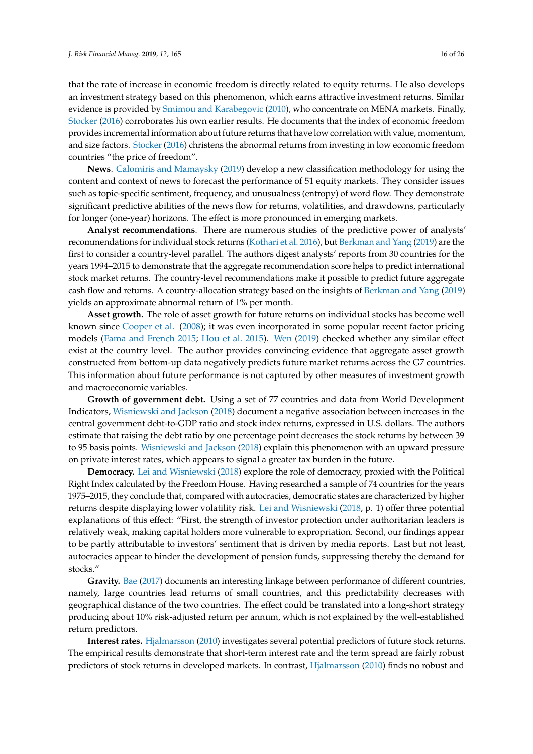that the rate of increase in economic freedom is directly related to equity returns. He also develops an investment strategy based on this phenomenon, which earns attractive investment returns. Similar evidence is provided by Smimou and Karabegovic (2010), who concentrate on MENA markets. Finally, Stocker (2016) corroborates his own earlier results. He documents that the index of economic freedom provides incremental information about future returns that have low correlation with value, momentum, and size factors. Stocker (2016) christens the abnormal returns from investing in low economic freedom countries "the price of freedom".

**News**. Calomiris and Mamaysky (2019) develop a new classification methodology for using the content and context of news to forecast the performance of 51 equity markets. They consider issues such as topic-specific sentiment, frequency, and unusualness (entropy) of word flow. They demonstrate significant predictive abilities of the news flow for returns, volatilities, and drawdowns, particularly for longer (one-year) horizons. The effect is more pronounced in emerging markets.

**Analyst recommendations**. There are numerous studies of the predictive power of analysts' recommendations for individual stock returns (Kothari et al. 2016), but Berkman and Yang (2019) are the first to consider a country-level parallel. The authors digest analysts' reports from 30 countries for the years 1994–2015 to demonstrate that the aggregate recommendation score helps to predict international stock market returns. The country-level recommendations make it possible to predict future aggregate cash flow and returns. A country-allocation strategy based on the insights of Berkman and Yang (2019) yields an approximate abnormal return of 1% per month.

**Asset growth.** The role of asset growth for future returns on individual stocks has become well known since Cooper et al. (2008); it was even incorporated in some popular recent factor pricing models (Fama and French 2015; Hou et al. 2015). Wen (2019) checked whether any similar effect exist at the country level. The author provides convincing evidence that aggregate asset growth constructed from bottom-up data negatively predicts future market returns across the G7 countries. This information about future performance is not captured by other measures of investment growth and macroeconomic variables.

**Growth of government debt.** Using a set of 77 countries and data from World Development Indicators, Wisniewski and Jackson (2018) document a negative association between increases in the central government debt-to-GDP ratio and stock index returns, expressed in U.S. dollars. The authors estimate that raising the debt ratio by one percentage point decreases the stock returns by between 39 to 95 basis points. Wisniewski and Jackson (2018) explain this phenomenon with an upward pressure on private interest rates, which appears to signal a greater tax burden in the future.

**Democracy.** Lei and Wisniewski (2018) explore the role of democracy, proxied with the Political Right Index calculated by the Freedom House. Having researched a sample of 74 countries for the years 1975–2015, they conclude that, compared with autocracies, democratic states are characterized by higher returns despite displaying lower volatility risk. Lei and Wisniewski (2018, p. 1) offer three potential explanations of this effect: "First, the strength of investor protection under authoritarian leaders is relatively weak, making capital holders more vulnerable to expropriation. Second, our findings appear to be partly attributable to investors' sentiment that is driven by media reports. Last but not least, autocracies appear to hinder the development of pension funds, suppressing thereby the demand for stocks."

**Gravity.** Bae (2017) documents an interesting linkage between performance of different countries, namely, large countries lead returns of small countries, and this predictability decreases with geographical distance of the two countries. The effect could be translated into a long-short strategy producing about 10% risk-adjusted return per annum, which is not explained by the well-established return predictors.

**Interest rates.** Hjalmarsson (2010) investigates several potential predictors of future stock returns. The empirical results demonstrate that short-term interest rate and the term spread are fairly robust predictors of stock returns in developed markets. In contrast, Hjalmarsson (2010) finds no robust and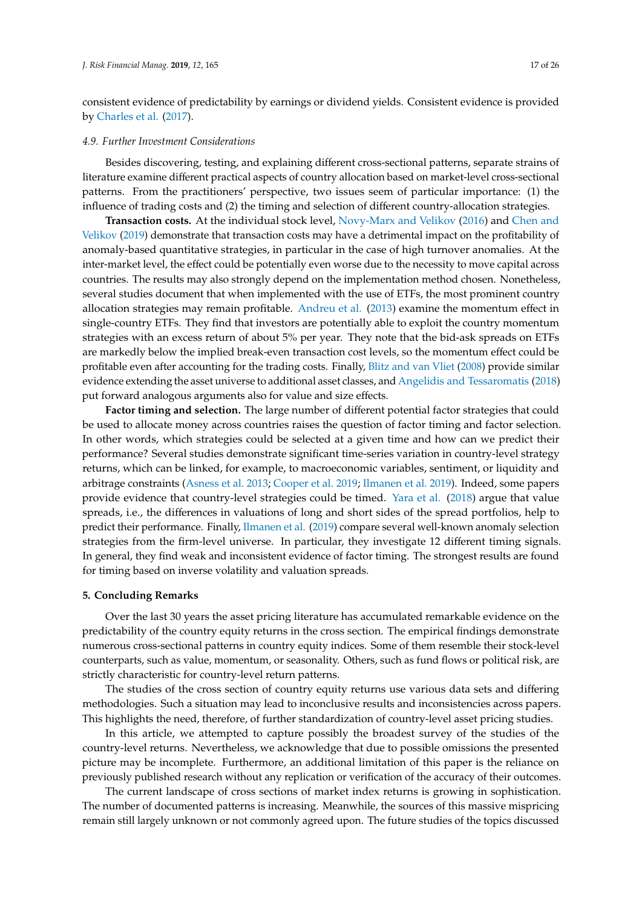consistent evidence of predictability by earnings or dividend yields. Consistent evidence is provided by Charles et al. (2017).

### 4.9. Further Investment Considerations

Besides discovering, testing, and explaining different cross-sectional patterns, separate strains of literature examine different practical aspects of country allocation based on market-level cross-sectional patterns. From the practitioners' perspective, two issues seem of particular importance: (1) the influence of trading costs and (2) the timing and selection of different country-allocation strategies.

**Transaction costs.** At the individual stock level, Novy-Marx and Velikov (2016) and Chen and Velikov (2019) demonstrate that transaction costs may have a detrimental impact on the profitability of anomaly-based quantitative strategies, in particular in the case of high turnover anomalies. At the inter-market level, the effect could be potentially even worse due to the necessity to move capital across countries. The results may also strongly depend on the implementation method chosen. Nonetheless, several studies document that when implemented with the use of ETFs, the most prominent country allocation strategies may remain profitable. Andreu et al. (2013) examine the momentum effect in single-country ETFs. They find that investors are potentially able to exploit the country momentum strategies with an excess return of about 5% per year. They note that the bid-ask spreads on ETFs are markedly below the implied break-even transaction cost levels, so the momentum effect could be profitable even after accounting for the trading costs. Finally, Blitz and van Vliet (2008) provide similar evidence extending the asset universe to additional asset classes, and Angelidis and Tessaromatis (2018) put forward analogous arguments also for value and size effects.

**Factor timing and selection.** The large number of different potential factor strategies that could be used to allocate money across countries raises the question of factor timing and factor selection. In other words, which strategies could be selected at a given time and how can we predict their performance? Several studies demonstrate significant time-series variation in country-level strategy returns, which can be linked, for example, to macroeconomic variables, sentiment, or liquidity and arbitrage constraints (Asness et al. 2013; Cooper et al. 2019; Ilmanen et al. 2019). Indeed, some papers provide evidence that country-level strategies could be timed. Yara et al. (2018) argue that value spreads, i.e., the differences in valuations of long and short sides of the spread portfolios, help to predict their performance. Finally, Ilmanen et al. (2019) compare several well-known anomaly selection strategies from the firm-level universe. In particular, they investigate 12 different timing signals. In general, they find weak and inconsistent evidence of factor timing. The strongest results are found for timing based on inverse volatility and valuation spreads.

## 5. Concluding Remarks

Over the last 30 years the asset pricing literature has accumulated remarkable evidence on the predictability of the country equity returns in the cross section. The empirical findings demonstrate numerous cross-sectional patterns in country equity indices. Some of them resemble their stock-level counterparts, such as value, momentum, or seasonality. Others, such as fund flows or political risk, are strictly characteristic for country-level return patterns.

The studies of the cross section of country equity returns use various data sets and differing methodologies. Such a situation may lead to inconclusive results and inconsistencies across papers. This highlights the need, therefore, of further standardization of country-level asset pricing studies.

In this article, we attempted to capture possibly the broadest survey of the studies of the country-level returns. Nevertheless, we acknowledge that due to possible omissions the presented picture may be incomplete. Furthermore, an additional limitation of this paper is the reliance on previously published research without any replication or verification of the accuracy of their outcomes.

The current landscape of cross sections of market index returns is growing in sophistication. The number of documented patterns is increasing. Meanwhile, the sources of this massive mispricing remain still largely unknown or not commonly agreed upon. The future studies of the topics discussed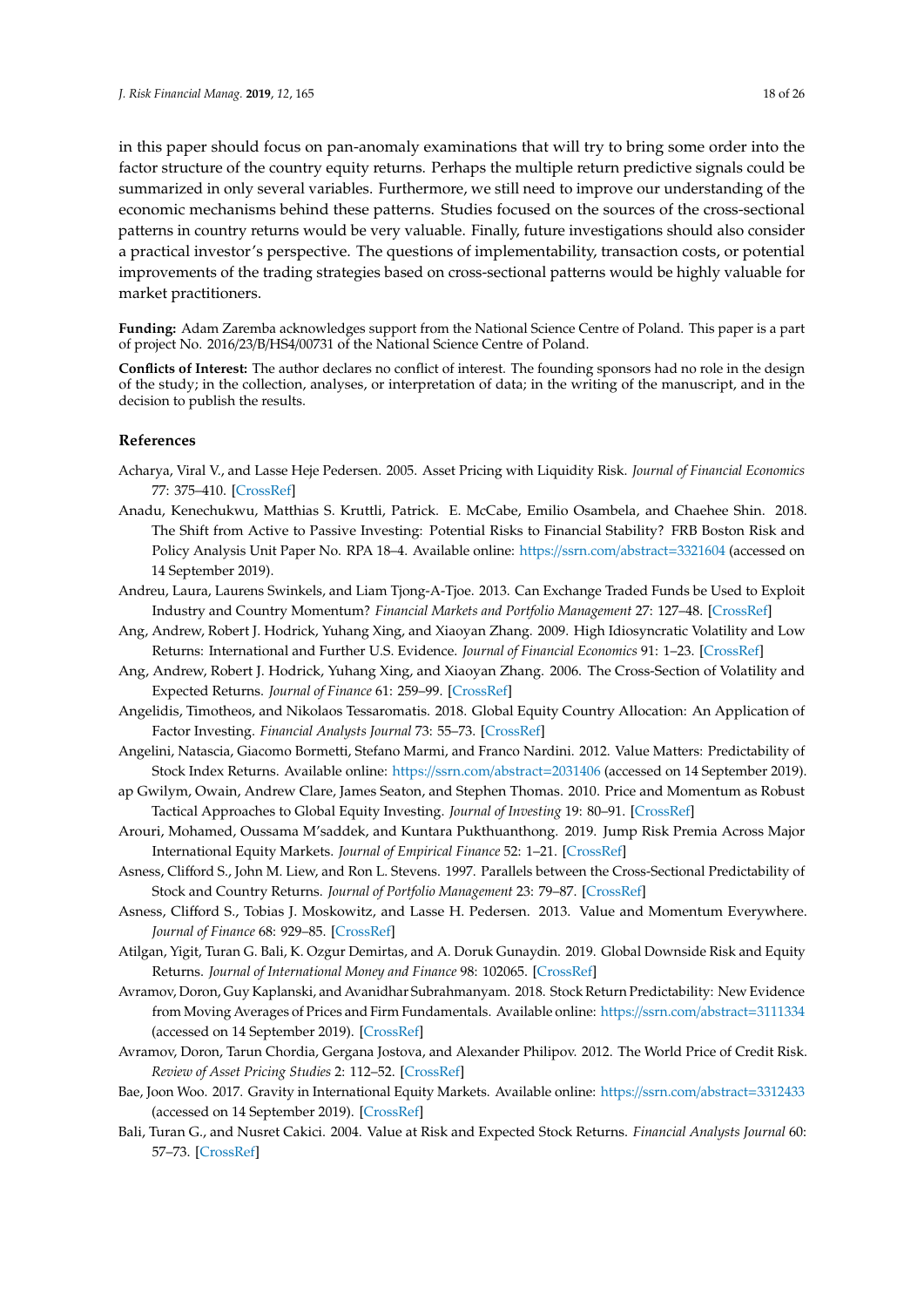in this paper should focus on pan-anomaly examinations that will try to bring some order into the factor structure of the country equity returns. Perhaps the multiple return predictive signals could be summarized in only several variables. Furthermore, we still need to improve our understanding of the economic mechanisms behind these patterns. Studies focused on the sources of the cross-sectional patterns in country returns would be very valuable. Finally, future investigations should also consider a practical investor's perspective. The questions of implementability, transaction costs, or potential improvements of the trading strategies based on cross-sectional patterns would be highly valuable for market practitioners.

**Funding:** Adam Zaremba acknowledges support from the National Science Centre of Poland. This paper is a part of project No. 2016/23/B/HS4/00731 of the National Science Centre of Poland.

**Conflicts of Interest:** The author declares no conflict of interest. The founding sponsors had no role in the design of the study; in the collection, analyses, or interpretation of data; in the writing of the manuscript, and in the decision to publish the results.

## References

Acharya, Viral V., and Lasse Heje Pedersen. 2005. Asset Pricing with Liquidity Risk. *Journal of Financial Economics* 77: 375–410. [CrossRef]

Anadu, Kenechukwu, Matthias S. Kruttli, Patrick. E. McCabe, Emilio Osambela, and Chaehee Shin. 2018. The Shift from Active to Passive Investing: Potential Risks to Financial Stability? FRB Boston Risk and Policy Analysis Unit Paper No. RPA 18–4. Available online: https://ssrn.com/abstract=3321604 (accessed on 14 September 2019).

Andreu, Laura, Laurens Swinkels, and Liam Tjong-A-Tjoe. 2013. Can Exchange Traded Funds be Used to Exploit Industry and Country Momentum? *Financial Markets and Portfolio Management* 27: 127–48. [CrossRef]

Ang, Andrew, Robert J. Hodrick, Yuhang Xing, and Xiaoyan Zhang. 2009. High Idiosyncratic Volatility and Low Returns: International and Further U.S. Evidence. *Journal of Financial Economics* 91: 1–23. [CrossRef]

Ang, Andrew, Robert J. Hodrick, Yuhang Xing, and Xiaoyan Zhang. 2006. The Cross-Section of Volatility and Expected Returns. *Journal of Finance* 61: 259–99. [CrossRef]

Angelidis, Timotheos, and Nikolaos Tessaromatis. 2018. Global Equity Country Allocation: An Application of Factor Investing. *Financial Analysts Journal* 73: 55–73. [CrossRef]

Angelini, Natascia, Giacomo Bormetti, Stefano Marmi, and Franco Nardini. 2012. Value Matters: Predictability of Stock Index Returns. Available online: https://ssrn.com/abstract=2031406 (accessed on 14 September 2019).

ap Gwilym, Owain, Andrew Clare, James Seaton, and Stephen Thomas. 2010. Price and Momentum as Robust Tactical Approaches to Global Equity Investing. *Journal of Investing* 19: 80–91. [CrossRef]

Arouri, Mohamed, Oussama M'saddek, and Kuntara Pukthuanthong. 2019. Jump Risk Premia Across Major International Equity Markets. *Journal of Empirical Finance* 52: 1–21. [CrossRef]

Asness, Clifford S., John M. Liew, and Ron L. Stevens. 1997. Parallels between the Cross-Sectional Predictability of Stock and Country Returns. *Journal of Portfolio Management* 23: 79–87. [CrossRef]

Asness, Clifford S., Tobias J. Moskowitz, and Lasse H. Pedersen. 2013. Value and Momentum Everywhere. *Journal of Finance* 68: 929–85. [CrossRef]

Atilgan, Yigit, Turan G. Bali, K. Ozgur Demirtas, and A. Doruk Gunaydin. 2019. Global Downside Risk and Equity Returns. *Journal of International Money and Finance* 98: 102065. [CrossRef]

Avramov, Doron, Guy Kaplanski, and Avanidhar Subrahmanyam. 2018. Stock Return Predictability: New Evidence from Moving Averages of Prices and Firm Fundamentals. Available online: https://ssrn.com/abstract=3111334 (accessed on 14 September 2019). [CrossRef]

Avramov, Doron, Tarun Chordia, Gergana Jostova, and Alexander Philipov. 2012. The World Price of Credit Risk. *Review of Asset Pricing Studies* 2: 112–52. [CrossRef]

Bae, Joon Woo. 2017. Gravity in International Equity Markets. Available online: https://ssrn.com/abstract=3312433 (accessed on 14 September 2019). [CrossRef]

Bali, Turan G., and Nusret Cakici. 2004. Value at Risk and Expected Stock Returns. *Financial Analysts Journal* 60: 57–73. [CrossRef]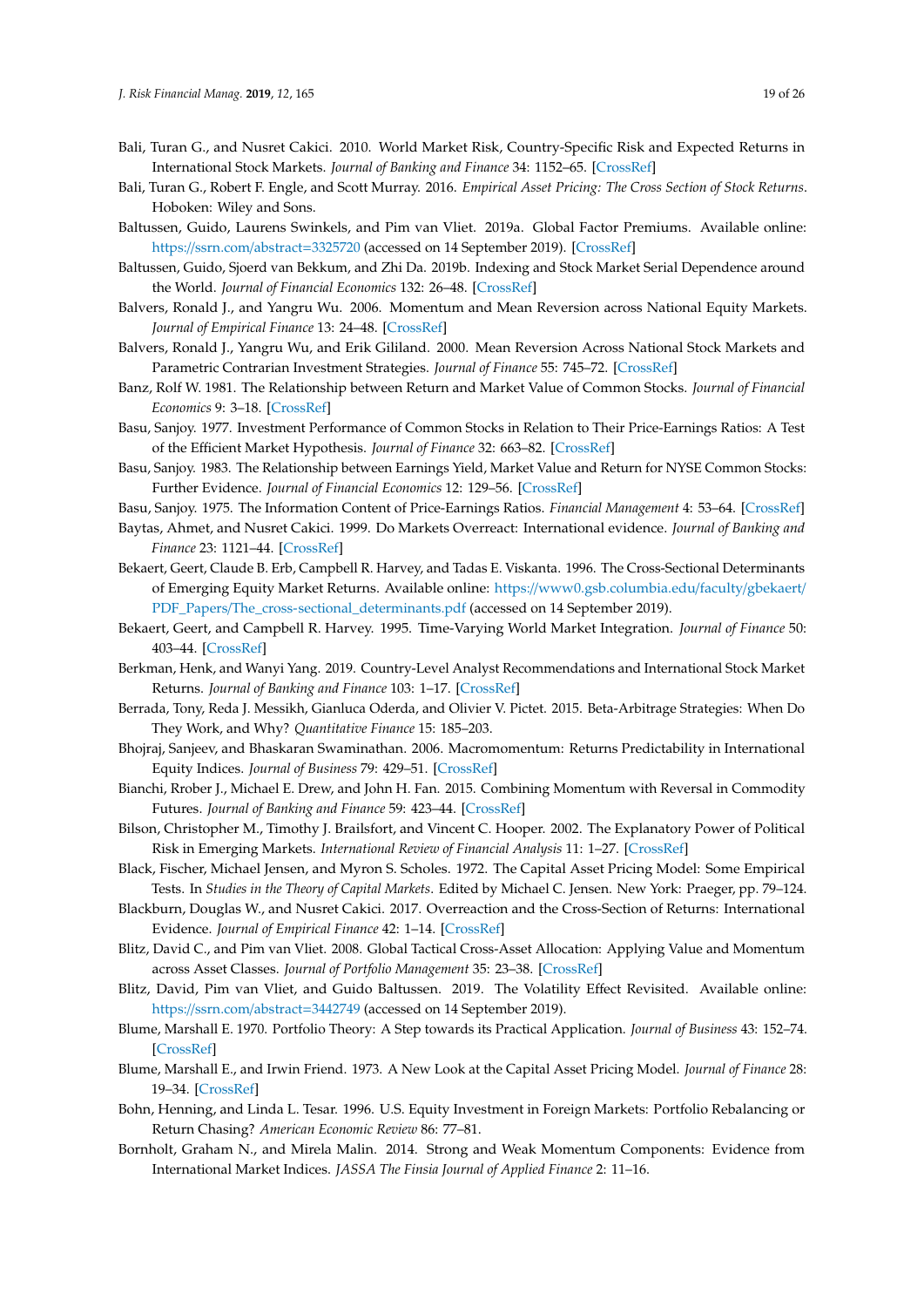Bali, Turan G., and Nusret Cakici. 2010. World Market Risk, Country-Specific Risk and Expected Returns in International Stock Markets. *Journal of Banking and Finance* 34: 1152–65. [CrossRef]

Bali, Turan G., Robert F. Engle, and Scott Murray. 2016. *Empirical Asset Pricing: The Cross Section of Stock Returns*. Hoboken: Wiley and Sons.

Baltussen, Guido, Laurens Swinkels, and Pim van Vliet. 2019a. Global Factor Premiums. Available online: https://ssrn.com/abstract=3325720 (accessed on 14 September 2019). [CrossRef]

Baltussen, Guido, Sjoerd van Bekkum, and Zhi Da. 2019b. Indexing and Stock Market Serial Dependence around the World. *Journal of Financial Economics* 132: 26–48. [CrossRef]

Balvers, Ronald J., and Yangru Wu. 2006. Momentum and Mean Reversion across National Equity Markets. *Journal of Empirical Finance* 13: 24–48. [CrossRef]

Balvers, Ronald J., Yangru Wu, and Erik Gililand. 2000. Mean Reversion Across National Stock Markets and Parametric Contrarian Investment Strategies. *Journal of Finance* 55: 745–72. [CrossRef]

Banz, Rolf W. 1981. The Relationship between Return and Market Value of Common Stocks. *Journal of Financial Economics* 9: 3–18. [CrossRef]

Basu, Sanjoy. 1977. Investment Performance of Common Stocks in Relation to Their Price-Earnings Ratios: A Test of the Efficient Market Hypothesis. *Journal of Finance* 32: 663–82. [CrossRef]

Basu, Sanjoy. 1983. The Relationship between Earnings Yield, Market Value and Return for NYSE Common Stocks: Further Evidence. *Journal of Financial Economics* 12: 129–56. [CrossRef]

Basu, Sanjoy. 1975. The Information Content of Price-Earnings Ratios. *Financial Management* 4: 53–64. [CrossRef]

Baytas, Ahmet, and Nusret Cakici. 1999. Do Markets Overreact: International evidence. *Journal of Banking and Finance* 23: 1121–44. [CrossRef]

Bekaert, Geert, Claude B. Erb, Campbell R. Harvey, and Tadas E. Viskanta. 1996. The Cross-Sectional Determinants of Emerging Equity Market Returns. Available online: https://www0.gsb.columbia.edu/faculty/gbekaert/PDF_Papers/The_cross-sectional_determinants.pdf (accessed on 14 September 2019).

Bekaert, Geert, and Campbell R. Harvey. 1995. Time-Varying World Market Integration. *Journal of Finance* 50: 403–44. [CrossRef]

Berkman, Henk, and Wanyi Yang. 2019. Country-Level Analyst Recommendations and International Stock Market Returns. *Journal of Banking and Finance* 103: 1–17. [CrossRef]

Berrada, Tony, Reda J. Messikh, Gianluca Oderda, and Olivier V. Pictet. 2015. Beta-Arbitrage Strategies: When Do They Work, and Why? *Quantitative Finance* 15: 185–203.

Bhojraj, Sanjeev, and Bhaskaran Swaminathan. 2006. Macromomentum: Returns Predictability in International Equity Indices. *Journal of Business* 79: 429–51. [CrossRef]

Bianchi, Rrober J., Michael E. Drew, and John H. Fan. 2015. Combining Momentum with Reversal in Commodity Futures. *Journal of Banking and Finance* 59: 423–44. [CrossRef]

Bilson, Christopher M., Timothy J. Brailsfort, and Vincent C. Hooper. 2002. The Explanatory Power of Political Risk in Emerging Markets. *International Review of Financial Analysis* 11: 1–27. [CrossRef]

Black, Fischer, Michael Jensen, and Myron S. Scholes. 1972. The Capital Asset Pricing Model: Some Empirical Tests. In *Studies in the Theory of Capital Markets*. Edited by Michael C. Jensen. New York: Praeger, pp. 79–124.

Blackburn, Douglas W., and Nusret Cakici. 2017. Overreaction and the Cross-Section of Returns: International Evidence. *Journal of Empirical Finance* 42: 1–14. [CrossRef]

Blitz, David C., and Pim van Vliet. 2008. Global Tactical Cross-Asset Allocation: Applying Value and Momentum across Asset Classes. *Journal of Portfolio Management* 35: 23–38. [CrossRef]

Blitz, David, Pim van Vliet, and Guido Baltussen. 2019. The Volatility Effect Revisited. Available online: https://ssrn.com/abstract=3442749 (accessed on 14 September 2019).

Blume, Marshall E. 1970. Portfolio Theory: A Step towards its Practical Application. *Journal of Business* 43: 152–74. [CrossRef]

Blume, Marshall E., and Irwin Friend. 1973. A New Look at the Capital Asset Pricing Model. *Journal of Finance* 28: 19–34. [CrossRef]

Bohn, Henning, and Linda L. Tesar. 1996. U.S. Equity Investment in Foreign Markets: Portfolio Rebalancing or Return Chasing? *American Economic Review* 86: 77–81.

Bornholt, Graham N., and Mirela Malin. 2014. Strong and Weak Momentum Components: Evidence from International Market Indices. *JASSA The Finsia Journal of Applied Finance* 2: 11–16.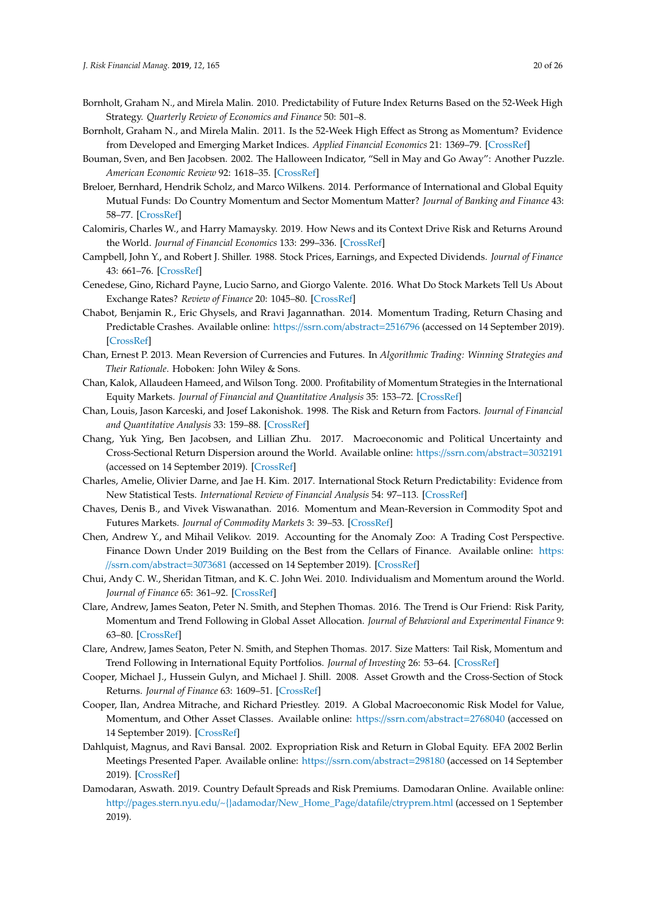Bornholt, Graham N., and Mirela Malin. 2010. Predictability of Future Index Returns Based on the 52-Week High Strategy. *Quarterly Review of Economics and Finance* 50: 501–8.

Bornholt, Graham N., and Mirela Malin. 2011. Is the 52-Week High Effect as Strong as Momentum? Evidence from Developed and Emerging Market Indices. *Applied Financial Economics* 21: 1369–79. [CrossRef]

Bouman, Sven, and Ben Jacobsen. 2002. The Halloween Indicator, "Sell in May and Go Away": Another Puzzle. *American Economic Review* 92: 1618–35. [CrossRef]

Breloer, Bernhard, Hendrik Scholz, and Marco Wilkens. 2014. Performance of International and Global Equity Mutual Funds: Do Country Momentum and Sector Momentum Matter? *Journal of Banking and Finance* 43: 58–77. [CrossRef]

Calomiris, Charles W., and Harry Mamaysky. 2019. How News and its Context Drive Risk and Returns Around the World. *Journal of Financial Economics* 133: 299–336. [CrossRef]

Campbell, John Y., and Robert J. Shiller. 1988. Stock Prices, Earnings, and Expected Dividends. *Journal of Finance* 43: 661–76. [CrossRef]

Cenedese, Gino, Richard Payne, Lucio Sarno, and Giorgo Valente. 2016. What Do Stock Markets Tell Us About Exchange Rates? *Review of Finance* 20: 1045–80. [CrossRef]

Chabot, Benjamin R., Eric Ghysels, and Ravi Jagannathan. 2014. Momentum Trading, Return Chasing and Predictable Crashes. Available online: https://ssrn.com/abstract=2516796 (accessed on 14 September 2019). [CrossRef]

Chan, Ernest P. 2013. Mean Reversion of Currencies and Futures. In *Algorithmic Trading: Winning Strategies and Their Rationale*. Hoboken: John Wiley & Sons.

Chan, Kalok, Allaudeen Hameed, and Wilson Tong. 2000. Profitability of Momentum Strategies in the International Equity Markets. *Journal of Financial and Quantitative Analysis* 35: 153–72. [CrossRef]

Chan, Louis, Jason Karceski, and Josef Lakonishok. 1998. The Risk and Return from Factors. *Journal of Financial and Quantitative Analysis* 33: 159–88. [CrossRef]

Chang, Yuk Ying, Ben Jacobsen, and Lillian Zhu. 2017. Macroeconomic and Political Uncertainty and Cross-Sectional Return Dispersion around the World. Available online: https://ssrn.com/abstract=3032191 (accessed on 14 September 2019). [CrossRef]

Charles, Amelie, Olivier Darne, and Jae H. Kim. 2017. International Stock Return Predictability: Evidence from New Statistical Tests. *International Review of Financial Analysis* 54: 97–113. [CrossRef]

Chaves, Denis B., and Vivek Viswanathan. 2016. Momentum and Mean-Reversion in Commodity Spot and Futures Markets. *Journal of Commodity Markets* 3: 39–53. [CrossRef]

Chen, Andrew Y., and Mihail Velikov. 2019. Accounting for the Anomaly Zoo: A Trading Cost Perspective. Finance Down Under 2019 Building on the Best from the Cellars of Finance. Available online: https://ssrn.com/abstract=3073681 (accessed on 14 September 2019). [CrossRef]

Chui, Andy C. W., Sheridan Titman, and K. C. John Wei. 2010. Individualism and Momentum around the World. *Journal of Finance* 65: 361–92. [CrossRef]

Clare, Andrew, James Seaton, Peter N. Smith, and Stephen Thomas. 2016. The Trend is Our Friend: Risk Parity, Momentum and Trend Following in Global Asset Allocation. *Journal of Behavioral and Experimental Finance* 9: 63–80. [CrossRef]

Clare, Andrew, James Seaton, Peter N. Smith, and Stephen Thomas. 2017. Size Matters: Tail Risk, Momentum and Trend Following in International Equity Portfolios. *Journal of Investing* 26: 53–64. [CrossRef]

Cooper, Michael J., Hussein Gulyn, and Michael J. Shill. 2008. Asset Growth and the Cross-Section of Stock Returns. *Journal of Finance* 63: 1609–51. [CrossRef]

Cooper, Ilan, Andrea Mitrache, and Richard Priestley. 2019. A Global Macroeconomic Risk Model for Value, Momentum, and Other Asset Classes. Available online: https://ssrn.com/abstract=2768040 (accessed on 14 September 2019). [CrossRef]

Dahlquist, Magnus, and Ravi Bansal. 2002. Expropriation Risk and Return in Global Equity. EFA 2002 Berlin Meetings Presented Paper. Available online: https://ssrn.com/abstract=298180 (accessed on 14 September 2019). [CrossRef]

Damodaran, Aswath. 2019. Country Default Spreads and Risk Premiums. Damodaran Online. Available online: http://pages.stern.nyu.edu/~{}adamodar/New_Home_Page/datafile/ctryprem.html (accessed on 1 September 2019).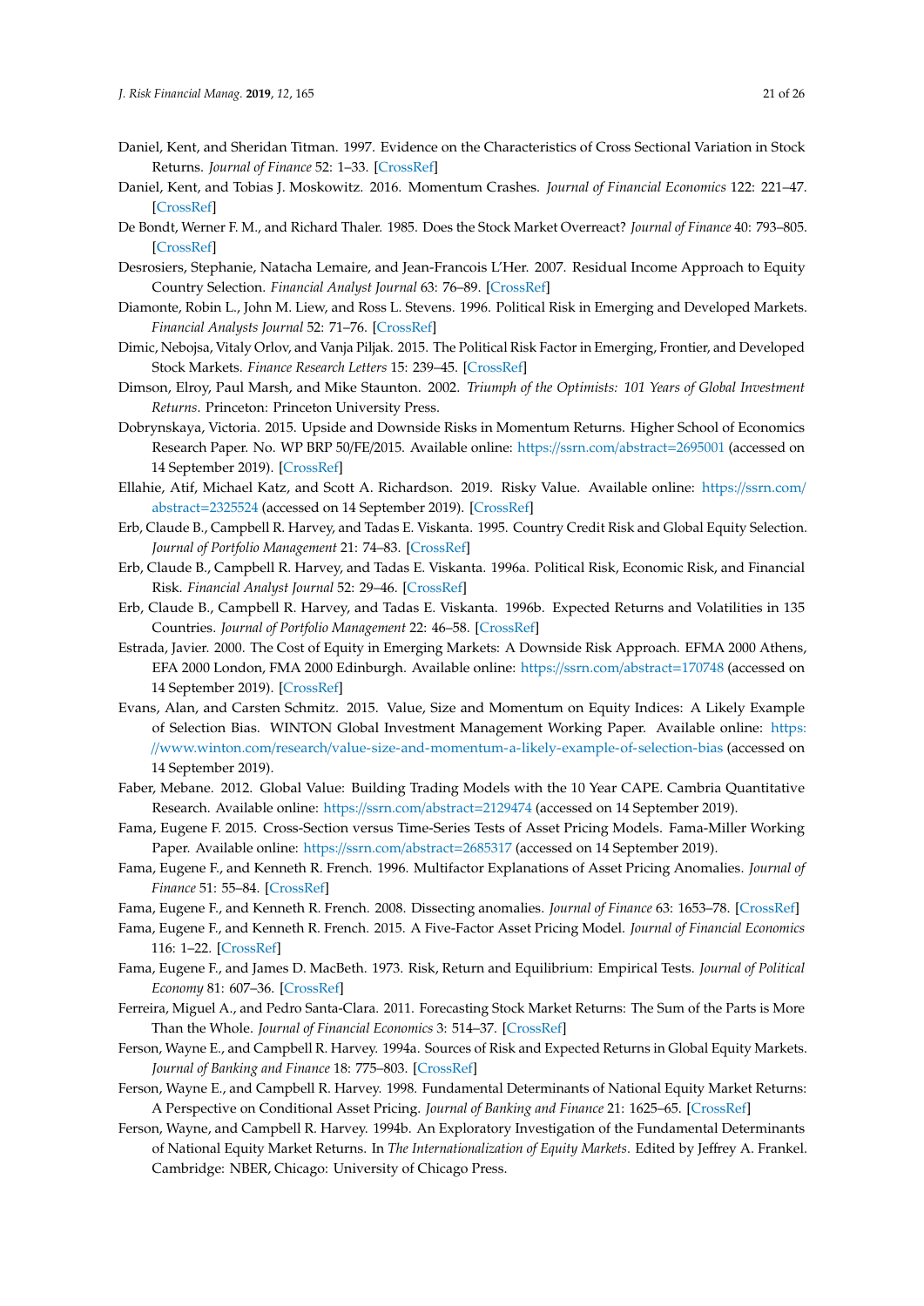Daniel, Kent, and Sheridan Titman. 1997. Evidence on the Characteristics of Cross Sectional Variation in Stock Returns. *Journal of Finance* 52: 1–33. [CrossRef]

Daniel, Kent, and Tobias J. Moskowitz. 2016. Momentum Crashes. *Journal of Financial Economics* 122: 221–47. [CrossRef]

De Bondt, Werner F. M., and Richard Thaler. 1985. Does the Stock Market Overreact? *Journal of Finance* 40: 793–805. [CrossRef]

Desrosiers, Stephanie, Natacha Lemaire, and Jean-Francois L'Her. 2007. Residual Income Approach to Equity Country Selection. *Financial Analyst Journal* 63: 76–89. [CrossRef]

Diamonte, Robin L., John M. Liew, and Ross L. Stevens. 1996. Political Risk in Emerging and Developed Markets. *Financial Analysts Journal* 52: 71–76. [CrossRef]

Dimic, Nebojsa, Vitaly Orlov, and Vanja Piljak. 2015. The Political Risk Factor in Emerging, Frontier, and Developed Stock Markets. *Finance Research Letters* 15: 239–45. [CrossRef]

Dimson, Elroy, Paul Marsh, and Mike Staunton. 2002. *Triumph of the Optimists: 101 Years of Global Investment Returns*. Princeton: Princeton University Press.

Dobrynskaya, Victoria. 2015. Upside and Downside Risks in Momentum Returns. Higher School of Economics Research Paper. No. WP BRP 50/FE/2015. Available online: https://ssrn.com/abstract=2695001 (accessed on 14 September 2019). [CrossRef]

Ellahie, Atif, Michael Katz, and Scott A. Richardson. 2019. Risky Value. Available online: https://ssrn.com/abstract=2325524 (accessed on 14 September 2019). [CrossRef]

Erb, Claude B., Campbell R. Harvey, and Tadas E. Viskanta. 1995. Country Credit Risk and Global Equity Selection. *Journal of Portfolio Management* 21: 74–83. [CrossRef]

Erb, Claude B., Campbell R. Harvey, and Tadas E. Viskanta. 1996a. Political Risk, Economic Risk, and Financial Risk. *Financial Analyst Journal* 52: 29–46. [CrossRef]

Erb, Claude B., Campbell R. Harvey, and Tadas E. Viskanta. 1996b. Expected Returns and Volatilities in 135 Countries. *Journal of Portfolio Management* 22: 46–58. [CrossRef]

Estrada, Javier. 2000. The Cost of Equity in Emerging Markets: A Downside Risk Approach. EFMA 2000 Athens, EFA 2000 London, FMA 2000 Edinburgh. Available online: https://ssrn.com/abstract=170748 (accessed on 14 September 2019). [CrossRef]

Evans, Alan, and Carsten Schmitz. 2015. Value, Size and Momentum on Equity Indices: A Likely Example of Selection Bias. WINTON Global Investment Management Working Paper. Available online: https://www.winton.com/research/value-size-and-momentum-a-likely-example-of-selection-bias (accessed on 14 September 2019).

Faber, Mebane. 2012. Global Value: Building Trading Models with the 10 Year CAPE. Cambria Quantitative Research. Available online: https://ssrn.com/abstract=2129474 (accessed on 14 September 2019).

Fama, Eugene F. 2015. Cross-Section versus Time-Series Tests of Asset Pricing Models. Fama-Miller Working Paper. Available online: https://ssrn.com/abstract=2685317 (accessed on 14 September 2019).

Fama, Eugene F., and Kenneth R. French. 1996. Multifactor Explanations of Asset Pricing Anomalies. *Journal of Finance* 51: 55–84. [CrossRef]

Fama, Eugene F., and Kenneth R. French. 2008. Dissecting anomalies. *Journal of Finance* 63: 1653–78. [CrossRef]

Fama, Eugene F., and Kenneth R. French. 2015. A Five-Factor Asset Pricing Model. *Journal of Financial Economics* 116: 1–22. [CrossRef]

Fama, Eugene F., and James D. MacBeth. 1973. Risk, Return and Equilibrium: Empirical Tests. *Journal of Political Economy* 81: 607–36. [CrossRef]

Ferreira, Miguel A., and Pedro Santa-Clara. 2011. Forecasting Stock Market Returns: The Sum of the Parts is More Than the Whole. *Journal of Financial Economics* 3: 514–37. [CrossRef]

Ferson, Wayne E., and Campbell R. Harvey. 1994a. Sources of Risk and Expected Returns in Global Equity Markets. *Journal of Banking and Finance* 18: 775–803. [CrossRef]

Ferson, Wayne E., and Campbell R. Harvey. 1998. Fundamental Determinants of National Equity Market Returns: A Perspective on Conditional Asset Pricing. *Journal of Banking and Finance* 21: 1625–65. [CrossRef]

Ferson, Wayne, and Campbell R. Harvey. 1994b. An Exploratory Investigation of the Fundamental Determinants of National Equity Market Returns. In *The Internationalization of Equity Markets*. Edited by Jeffrey A. Frankel. Cambridge: NBER, Chicago: University of Chicago Press.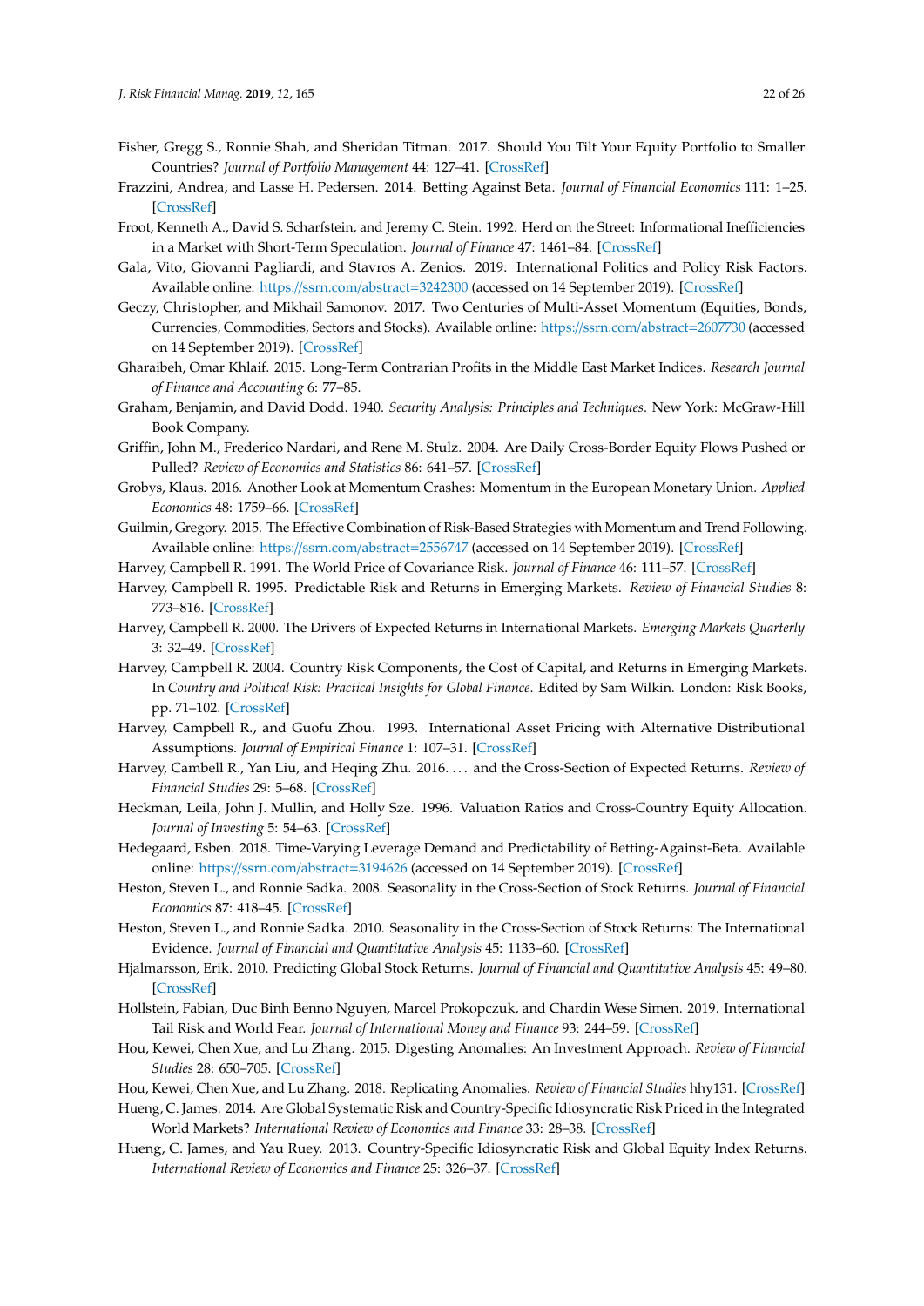Fisher, Gregg S., Ronnie Shah, and Sheridan Titman. 2017. Should You Tilt Your Equity Portfolio to Smaller Countries? *Journal of Portfolio Management* 44: 127–41. [CrossRef]

Frazzini, Andrea, and Lasse H. Pedersen. 2014. Betting Against Beta. *Journal of Financial Economics* 111: 1–25. [CrossRef]

Froot, Kenneth A., David S. Scharfstein, and Jeremy C. Stein. 1992. Herd on the Street: Informational Inefficiencies in a Market with Short-Term Speculation. *Journal of Finance* 47: 1461–84. [CrossRef]

Gala, Vito, Giovanni Pagliardi, and Stavros A. Zenios. 2019. International Politics and Policy Risk Factors. Available online: https://ssrn.com/abstract=3242300 (accessed on 14 September 2019). [CrossRef]

Geczy, Christopher, and Mikhail Samonov. 2017. Two Centuries of Multi-Asset Momentum (Equities, Bonds, Currencies, Commodities, Sectors and Stocks). Available online: https://ssrn.com/abstract=2607730 (accessed on 14 September 2019). [CrossRef]

Gharaibeh, Omar Khlaif. 2015. Long-Term Contrarian Profits in the Middle East Market Indices. *Research Journal of Finance and Accounting* 6: 77–85.

Graham, Benjamin, and David Dodd. 1940. *Security Analysis: Principles and Techniques*. New York: McGraw-Hill Book Company.

Griffin, John M., Frederico Nardari, and Rene M. Stulz. 2004. Are Daily Cross-Border Equity Flows Pushed or Pulled? *Review of Economics and Statistics* 86: 641–57. [CrossRef]

Grobys, Klaus. 2016. Another Look at Momentum Crashes: Momentum in the European Monetary Union. *Applied Economics* 48: 1759–66. [CrossRef]

Guilmin, Gregory. 2015. The Effective Combination of Risk-Based Strategies with Momentum and Trend Following. Available online: https://ssrn.com/abstract=2556747 (accessed on 14 September 2019). [CrossRef]

Harvey, Campbell R. 1991. The World Price of Covariance Risk. *Journal of Finance* 46: 111–57. [CrossRef]

Harvey, Campbell R. 1995. Predictable Risk and Returns in Emerging Markets. *Review of Financial Studies* 8: 773–816. [CrossRef]

Harvey, Campbell R. 2000. The Drivers of Expected Returns in International Markets. *Emerging Markets Quarterly* 3: 32–49. [CrossRef]

Harvey, Campbell R. 2004. Country Risk Components, the Cost of Capital, and Returns in Emerging Markets. In *Country and Political Risk: Practical Insights for Global Finance*. Edited by Sam Wilkin. London: Risk Books, pp. 71–102. [CrossRef]

Harvey, Campbell R., and Guofu Zhou. 1993. International Asset Pricing with Alternative Distributional Assumptions. *Journal of Empirical Finance* 1: 107–31. [CrossRef]

Harvey, Cambell R., Yan Liu, and Heqing Zhu. 2016. ... and the Cross-Section of Expected Returns. *Review of Financial Studies* 29: 5–68. [CrossRef]

Heckman, Leila, John J. Mullin, and Holly Sze. 1996. Valuation Ratios and Cross-Country Equity Allocation. *Journal of Investing* 5: 54–63. [CrossRef]

Hedegaard, Esben. 2018. Time-Varying Leverage Demand and Predictability of Betting-Against-Beta. Available online: https://ssrn.com/abstract=3194626 (accessed on 14 September 2019). [CrossRef]

Heston, Steven L., and Ronnie Sadka. 2008. Seasonality in the Cross-Section of Stock Returns. *Journal of Financial Economics* 87: 418–45. [CrossRef]

Heston, Steven L., and Ronnie Sadka. 2010. Seasonality in the Cross-Section of Stock Returns: The International Evidence. *Journal of Financial and Quantitative Analysis* 45: 1133–60. [CrossRef]

Hjalmarsson, Erik. 2010. Predicting Global Stock Returns. *Journal of Financial and Quantitative Analysis* 45: 49–80. [CrossRef]

Hollstein, Fabian, Duc Binh Benno Nguyen, Marcel Prokopczuk, and Chardin Wese Simen. 2019. International Tail Risk and World Fear. *Journal of International Money and Finance* 93: 244–59. [CrossRef]

Hou, Kewei, Chen Xue, and Lu Zhang. 2015. Digesting Anomalies: An Investment Approach. *Review of Financial Studies* 28: 650–705. [CrossRef]

Hou, Kewei, Chen Xue, and Lu Zhang. 2018. Replicating Anomalies. *Review of Financial Studies* hhy131. [CrossRef]

Hueng, C. James. 2014. Are Global Systematic Risk and Country-Specific Idiosyncratic Risk Priced in the Integrated World Markets? *International Review of Economics and Finance* 33: 28–38. [CrossRef]

Hueng, C. James, and Yau Ruey. 2013. Country-Specific Idiosyncratic Risk and Global Equity Index Returns. *International Review of Economics and Finance* 25: 326–37. [CrossRef]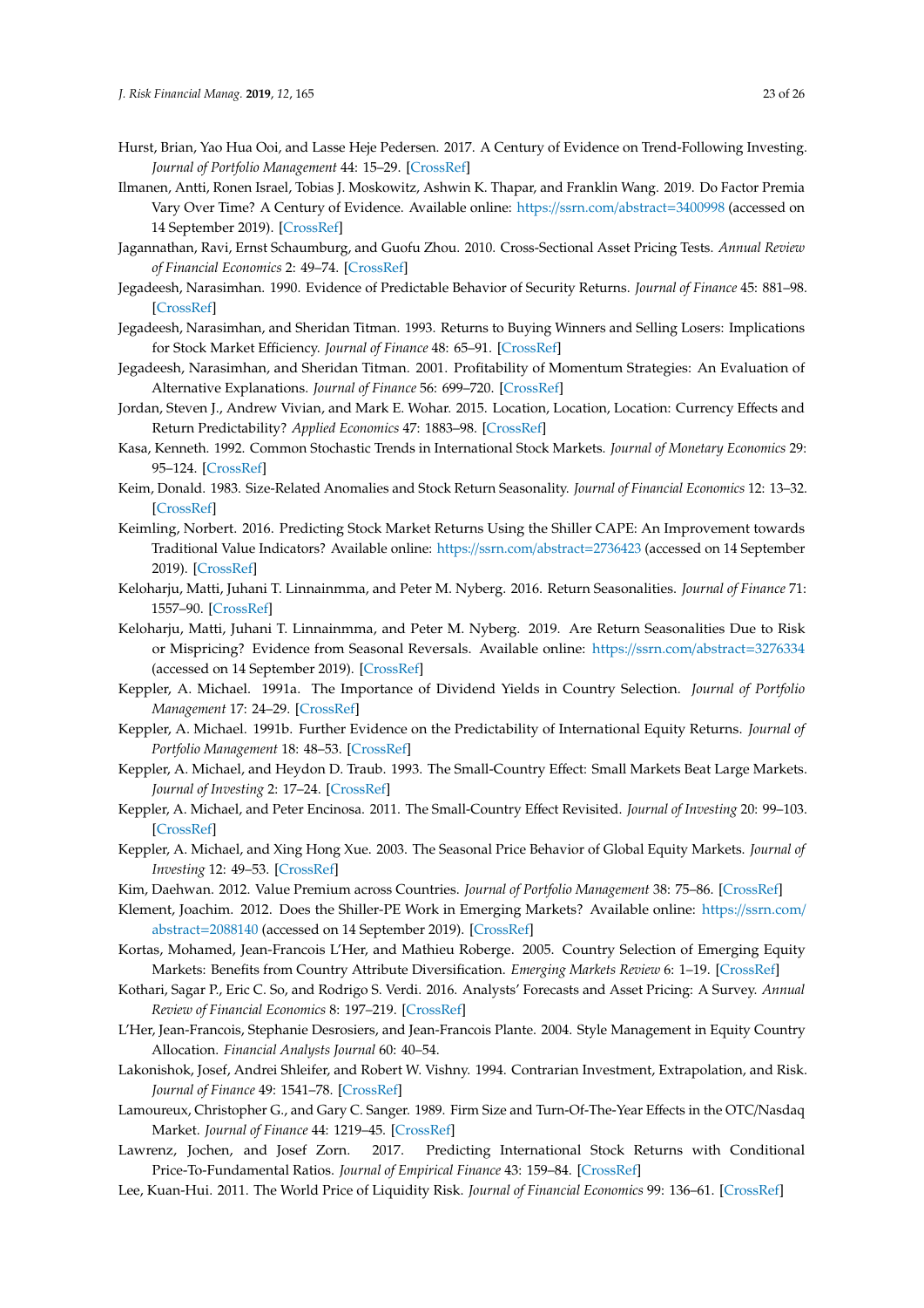Hurst, Brian, Yao Hua Ooi, and Lasse Heje Pedersen. 2017. A Century of Evidence on Trend-Following Investing. *Journal of Portfolio Management* 44: 15–29. [CrossRef]

Ilmanen, Antti, Ronen Israel, Tobias J. Moskowitz, Ashwin K. Thapar, and Franklin Wang. 2019. Do Factor Premia Vary Over Time? A Century of Evidence. Available online: https://ssrn.com/abstract=3400998 (accessed on 14 September 2019). [CrossRef]

Jagannathan, Ravi, Ernst Schaumburg, and Guofu Zhou. 2010. Cross-Sectional Asset Pricing Tests. *Annual Review of Financial Economics* 2: 49–74. [CrossRef]

Jegadeesh, Narasimhan. 1990. Evidence of Predictable Behavior of Security Returns. *Journal of Finance* 45: 881–98. [CrossRef]

Jegadeesh, Narasimhan, and Sheridan Titman. 1993. Returns to Buying Winners and Selling Losers: Implications for Stock Market Efficiency. *Journal of Finance* 48: 65–91. [CrossRef]

Jegadeesh, Narasimhan, and Sheridan Titman. 2001. Profitability of Momentum Strategies: An Evaluation of Alternative Explanations. *Journal of Finance* 56: 699–720. [CrossRef]

Jordan, Steven J., Andrew Vivian, and Mark E. Wohar. 2015. Location, Location, Location: Currency Effects and Return Predictability? *Applied Economics* 47: 1883–98. [CrossRef]

Kasa, Kenneth. 1992. Common Stochastic Trends in International Stock Markets. *Journal of Monetary Economics* 29: 95–124. [CrossRef]

Keim, Donald. 1983. Size-Related Anomalies and Stock Return Seasonality. *Journal of Financial Economics* 12: 13–32. [CrossRef]

Keimling, Norbert. 2016. Predicting Stock Market Returns Using the Shiller CAPE: An Improvement towards Traditional Value Indicators? Available online: https://ssrn.com/abstract=2736423 (accessed on 14 September 2019). [CrossRef]

Keloharju, Matti, Juhani T. Linnainmma, and Peter M. Nyberg. 2016. Return Seasonalities. *Journal of Finance* 71: 1557–90. [CrossRef]

Keloharju, Matti, Juhani T. Linnainmma, and Peter M. Nyberg. 2019. Are Return Seasonalities Due to Risk or Mispricing? Evidence from Seasonal Reversals. Available online: https://ssrn.com/abstract=3276334 (accessed on 14 September 2019). [CrossRef]

Keppler, A. Michael. 1991a. The Importance of Dividend Yields in Country Selection. *Journal of Portfolio Management* 17: 24–29. [CrossRef]

Keppler, A. Michael. 1991b. Further Evidence on the Predictability of International Equity Returns. *Journal of Portfolio Management* 18: 48–53. [CrossRef]

Keppler, A. Michael, and Heydon D. Traub. 1993. The Small-Country Effect: Small Markets Beat Large Markets. *Journal of Investing* 2: 17–24. [CrossRef]

Keppler, A. Michael, and Peter Encinosa. 2011. The Small-Country Effect Revisited. *Journal of Investing* 20: 99–103. [CrossRef]

Keppler, A. Michael, and Xing Hong Xue. 2003. The Seasonal Price Behavior of Global Equity Markets. *Journal of Investing* 12: 49–53. [CrossRef]

Kim, Daehwan. 2012. Value Premium across Countries. *Journal of Portfolio Management* 38: 75–86. [CrossRef]

Klement, Joachim. 2012. Does the Shiller-PE Work in Emerging Markets? Available online: https://ssrn.com/abstract=2088140 (accessed on 14 September 2019). [CrossRef]

Kortas, Mohamed, Jean-Francois L'Her, and Mathieu Roberge. 2005. Country Selection of Emerging Equity Markets: Benefits from Country Attribute Diversification. *Emerging Markets Review* 6: 1–19. [CrossRef]

Kothari, Sagar P., Eric C. So, and Rodrigo S. Verdi. 2016. Analysts' Forecasts and Asset Pricing: A Survey. *Annual Review of Financial Economics* 8: 197–219. [CrossRef]

L'Her, Jean-Francois, Stephanie Desrosiers, and Jean-Francois Plante. 2004. Style Management in Equity Country Allocation. *Financial Analysts Journal* 60: 40–54.

Lakonishok, Josef, Andrei Shleifer, and Robert W. Vishny. 1994. Contrarian Investment, Extrapolation, and Risk. *Journal of Finance* 49: 1541–78. [CrossRef]

Lamoureux, Christopher G., and Gary C. Sanger. 1989. Firm Size and Turn-Of-The-Year Effects in the OTC/Nasdaq Market. *Journal of Finance* 44: 1219–45. [CrossRef]

Lawrenz, Jochen, and Josef Zorn. 2017. Predicting International Stock Returns with Conditional Price-To-Fundamental Ratios. *Journal of Empirical Finance* 43: 159–84. [CrossRef]

Lee, Kuan-Hui. 2011. The World Price of Liquidity Risk. *Journal of Financial Economics* 99: 136–61. [CrossRef]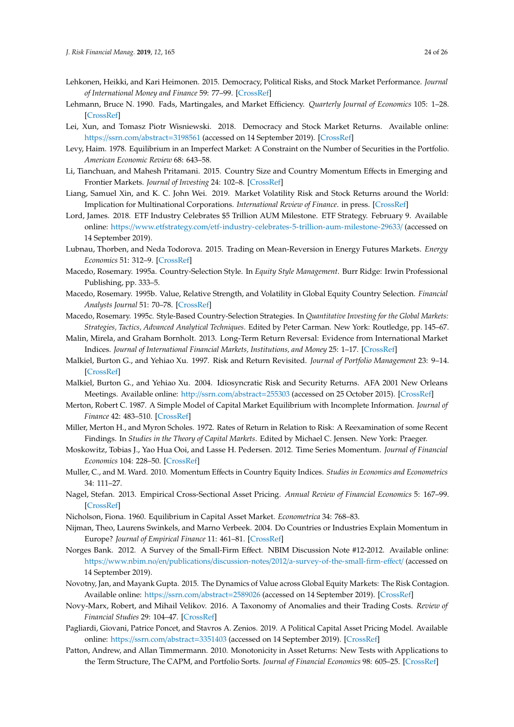Lehkonen, Heikki, and Kari Heimonen. 2015. Democracy, Political Risks, and Stock Market Performance. *Journal of International Money and Finance* 59: 77–99. [CrossRef]

Lehmann, Bruce N. 1990. Fads, Martingales, and Market Efficiency. *Quarterly Journal of Economics* 105: 1–28. [CrossRef]

Lei, Xun, and Tomasz Piotr Wisniewski. 2018. Democracy and Stock Market Returns. Available online: https://ssrn.com/abstract=3198561 (accessed on 14 September 2019). [CrossRef]

Levy, Haim. 1978. Equilibrium in an Imperfect Market: A Constraint on the Number of Securities in the Portfolio. *American Economic Review* 68: 643–58.

Li, Tianchuan, and Mahesh Pritamani. 2015. Country Size and Country Momentum Effects in Emerging and Frontier Markets. *Journal of Investing* 24: 102–8. [CrossRef]

Liang, Samuel Xin, and K. C. John Wei. 2019. Market Volatility Risk and Stock Returns around the World: Implication for Multinational Corporations. *International Review of Finance*. in press. [CrossRef]

Lord, James. 2018. ETF Industry Celebrates $5 Trillion AUM Milestone. ETF Strategy. February 9. Available online: https://www.etfstrategy.com/etf-industry-celebrates-5-trillion-aum-milestone-29633/ (accessed on 14 September 2019).

Lubnau, Thorben, and Neda Todorova. 2015. Trading on Mean-Reversion in Energy Futures Markets. *Energy Economics* 51: 312–9. [CrossRef]

Macedo, Rosemary. 1995a. Country-Selection Style. In *Equity Style Management*. Burr Ridge: Irwin Professional Publishing, pp. 333–5.

Macedo, Rosemary. 1995b. Value, Relative Strength, and Volatility in Global Equity Country Selection. *Financial Analysts Journal* 51: 70–78. [CrossRef]

Macedo, Rosemary. 1995c. Style-Based Country-Selection Strategies. In *Quantitative Investing for the Global Markets: Strategies, Tactics, Advanced Analytical Techniques*. Edited by Peter Carman. New York: Routledge, pp. 145–67.

Malin, Mirela, and Graham Bornholt. 2013. Long-Term Return Reversal: Evidence from International Market Indices. *Journal of International Financial Markets, Institutions, and Money* 25: 1–17. [CrossRef]

Malkiel, Burton G., and Yehiao Xu. 1997. Risk and Return Revisited. *Journal of Portfolio Management* 23: 9–14. [CrossRef]

Malkiel, Burton G., and Yehiao Xu. 2004. Idiosyncratic Risk and Security Returns. AFA 2001 New Orleans Meetings. Available online: http://ssrn.com/abstract=255303 (accessed on 25 October 2015). [CrossRef]

Merton, Robert C. 1987. A Simple Model of Capital Market Equilibrium with Incomplete Information. *Journal of Finance* 42: 483–510. [CrossRef]

Miller, Merton H., and Myron Scholes. 1972. Rates of Return in Relation to Risk: A Reexamination of some Recent Findings. In *Studies in the Theory of Capital Markets*. Edited by Michael C. Jensen. New York: Praeger.

Moskowitz, Tobias J., Yao Hua Ooi, and Lasse H. Pedersen. 2012. Time Series Momentum. *Journal of Financial Economics* 104: 228–50. [CrossRef]

Muller, C., and M. Ward. 2010. Momentum Effects in Country Equity Indices. *Studies in Economics and Econometrics* 34: 111–27.

Nagel, Stefan. 2013. Empirical Cross-Sectional Asset Pricing. *Annual Review of Financial Economics* 5: 167–99. [CrossRef]

Nicholson, Fiona. 1960. Equilibrium in Capital Asset Market. *Econometrica* 34: 768–83.

Nijman, Theo, Laurens Swinkels, and Marno Verbeek. 2004. Do Countries or Industries Explain Momentum in Europe? *Journal of Empirical Finance* 11: 461–81. [CrossRef]

Norges Bank. 2012. A Survey of the Small-Firm Effect. NBIM Discussion Note #12-2012. Available online: https://www.nbim.no/en/publications/discussion-notes/2012/a-survey-of-the-small-firm-effect/ (accessed on 14 September 2019).

Novotny, Jan, and Mayank Gupta. 2015. The Dynamics of Value across Global Equity Markets: The Risk Contagion. Available online: https://ssrn.com/abstract=2589026 (accessed on 14 September 2019). [CrossRef]

Novy-Marx, Robert, and Mihail Velikov. 2016. A Taxonomy of Anomalies and their Trading Costs. *Review of Financial Studies* 29: 104–47. [CrossRef]

Pagliardi, Giovani, Patrice Poncet, and Stavros A. Zenios. 2019. A Political Capital Asset Pricing Model. Available online: https://ssrn.com/abstract=3351403 (accessed on 14 September 2019). [CrossRef]

Patton, Andrew, and Allan Timmermann. 2010. Monotonicity in Asset Returns: New Tests with Applications to the Term Structure, The CAPM, and Portfolio Sorts. *Journal of Financial Economics* 98: 605–25. [CrossRef]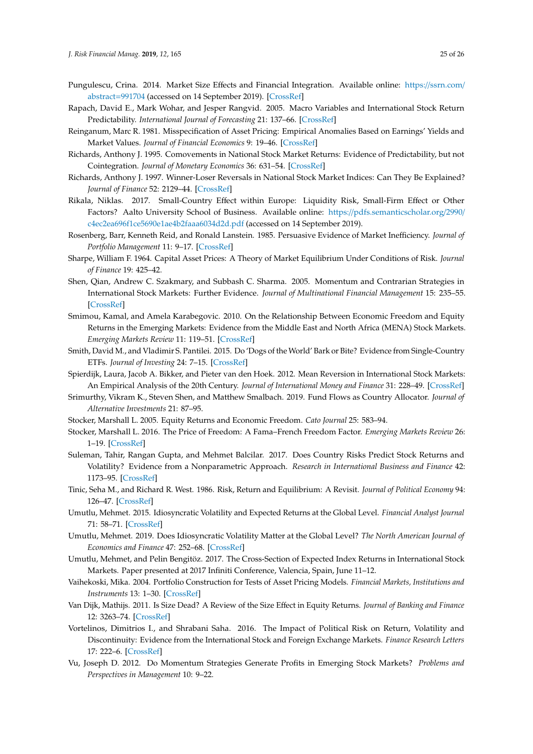Pungulescu, Crina. 2014. Market Size Effects and Financial Integration. Available online: https://ssrn.com/abstract=991704 (accessed on 14 September 2019). [CrossRef]

Rapach, David E., Mark Wohar, and Jesper Rangvid. 2005. Macro Variables and International Stock Return Predictability. *International Journal of Forecasting* 21: 137–66. [CrossRef]

Reinganum, Marc R. 1981. Misspecification of Asset Pricing: Empirical Anomalies Based on Earnings' Yields and Market Values. *Journal of Financial Economics* 9: 19–46. [CrossRef]

Richards, Anthony J. 1995. Comovements in National Stock Market Returns: Evidence of Predictability, but not Cointegration. *Journal of Monetary Economics* 36: 631–54. [CrossRef]

Richards, Anthony J. 1997. Winner-Loser Reversals in National Stock Market Indices: Can They Be Explained? *Journal of Finance* 52: 2129–44. [CrossRef]

Rikala, Niklas. 2017. Small-Country Effect within Europe: Liquidity Risk, Small-Firm Effect or Other Factors? Aalto University School of Business. Available online: https://pdfs.semanticscholar.org/2990/c4ec2ea696f1ce5690e1ae4b2faaa6034d2d.pdf (accessed on 14 September 2019).

Rosenberg, Barr, Kenneth Reid, and Ronald Lanstein. 1985. Persuasive Evidence of Market Inefficiency. *Journal of Portfolio Management* 11: 9–17. [CrossRef]

Sharpe, William F. 1964. Capital Asset Prices: A Theory of Market Equilibrium Under Conditions of Risk. *Journal of Finance* 19: 425–42.

Shen, Qian, Andrew C. Szakmary, and Subbash C. Sharma. 2005. Momentum and Contrarian Strategies in International Stock Markets: Further Evidence. *Journal of Multinational Financial Management* 15: 235–55. [CrossRef]

Smimou, Kamal, and Amela Karabegovic. 2010. On the Relationship Between Economic Freedom and Equity Returns in the Emerging Markets: Evidence from the Middle East and North Africa (MENA) Stock Markets. *Emerging Markets Review* 11: 119–51. [CrossRef]

Smith, David M., and Vladimir S. Pantilei. 2015. Do 'Dogs of the World' Bark or Bite? Evidence from Single-Country ETFs. *Journal of Investing* 24: 7–15. [CrossRef]

Spierdijk, Laura, Jacob A. Bikker, and Pieter van den Hoek. 2012. Mean Reversion in International Stock Markets: An Empirical Analysis of the 20th Century. *Journal of International Money and Finance* 31: 228–49. [CrossRef]

Srimurthy, Vikram K., Steven Shen, and Matthew Smalbach. 2019. Fund Flows as Country Allocator. *Journal of Alternative Investments* 21: 87–95.

Stocker, Marshall L. 2005. Equity Returns and Economic Freedom. *Cato Journal* 25: 583–94.

Stocker, Marshall L. 2016. The Price of Freedom: A Fama–French Freedom Factor. *Emerging Markets Review* 26: 1–19. [CrossRef]

Suleman, Tahir, Rangan Gupta, and Mehmet Balcilar. 2017. Does Country Risks Predict Stock Returns and Volatility? Evidence from a Nonparametric Approach. *Research in International Business and Finance* 42: 1173–95. [CrossRef]

Tinic, Seha M., and Richard R. West. 1986. Risk, Return and Equilibrium: A Revisit. *Journal of Political Economy* 94: 126–47. [CrossRef]

Umutlu, Mehmet. 2015. Idiosyncratic Volatility and Expected Returns at the Global Level. *Financial Analyst Journal* 71: 58–71. [CrossRef]

Umutlu, Mehmet. 2019. Does Idiosyncratic Volatility Matter at the Global Level? *The North American Journal of Economics and Finance* 47: 252–68. [CrossRef]

Umutlu, Mehmet, and Pelin Bengitöz. 2017. The Cross-Section of Expected Index Returns in International Stock Markets. Paper presented at 2017 Infiniti Conference, Valencia, Spain, June 11–12.

Vaihekoski, Mika. 2004. Portfolio Construction for Tests of Asset Pricing Models. *Financial Markets, Institutions and Instruments* 13: 1–30. [CrossRef]

Van Dijk, Mathijs. 2011. Is Size Dead? A Review of the Size Effect in Equity Returns. *Journal of Banking and Finance* 12: 3263–74. [CrossRef]

Vortelinos, Dimitrios I., and Shrabani Saha. 2016. The Impact of Political Risk on Return, Volatility and Discontinuity: Evidence from the International Stock and Foreign Exchange Markets. *Finance Research Letters* 17: 222–6. [CrossRef]

Vu, Joseph D. 2012. Do Momentum Strategies Generate Profits in Emerging Stock Markets? *Problems and Perspectives in Management* 10: 9–22.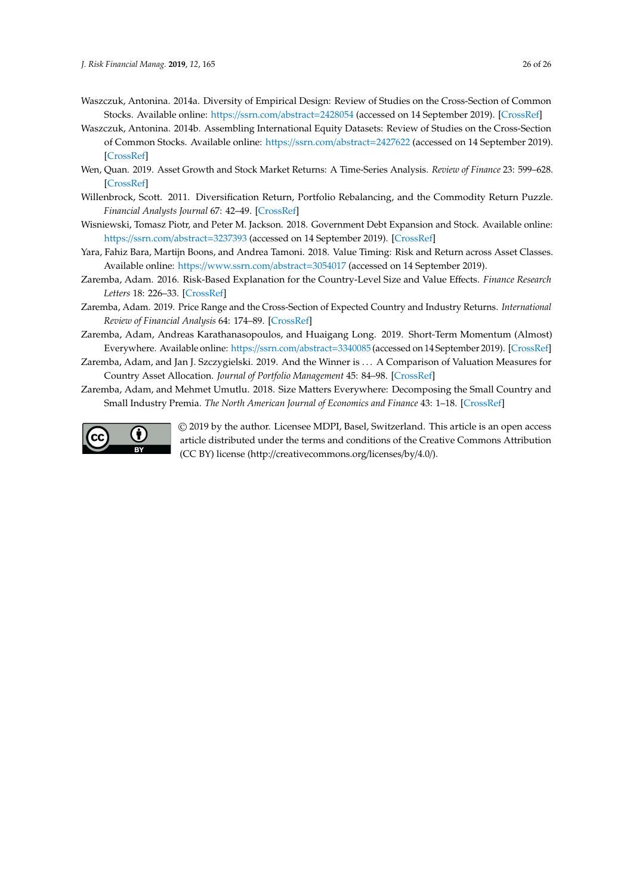Waszczuk, Antonina. 2014a. Diversity of Empirical Design: Review of Studies on the Cross-Section of Common Stocks. Available online: https://ssrn.com/abstract=2428054 (accessed on 14 September 2019). [CrossRef]

Waszczuk, Antonina. 2014b. Assembling International Equity Datasets: Review of Studies on the Cross-Section of Common Stocks. Available online: https://ssrn.com/abstract=2427622 (accessed on 14 September 2019). [CrossRef]

Wen, Quan. 2019. Asset Growth and Stock Market Returns: A Time-Series Analysis. *Review of Finance* 23: 599–628. [CrossRef]

Willenbrock, Scott. 2011. Diversification Return, Portfolio Rebalancing, and the Commodity Return Puzzle. *Financial Analysts Journal* 67: 42–49. [CrossRef]

Wisniewski, Tomasz Piotr, and Peter M. Jackson. 2018. Government Debt Expansion and Stock. Available online: https://ssrn.com/abstract=3237393 (accessed on 14 September 2019). [CrossRef]

Yara, Fahiz Bara, Martijn Boons, and Andrea Tamoni. 2018. Value Timing: Risk and Return across Asset Classes. Available online: https://www.ssrn.com/abstract=3054017 (accessed on 14 September 2019).

Zaremba, Adam. 2016. Risk-Based Explanation for the Country-Level Size and Value Effects. *Finance Research Letters* 18: 226–33. [CrossRef]

Zaremba, Adam. 2019. Price Range and the Cross-Section of Expected Country and Industry Returns. *International Review of Financial Analysis* 64: 174–89. [CrossRef]

Zaremba, Adam, Andreas Karathanasopoulos, and Huaigang Long. 2019. Short-Term Momentum (Almost) Everywhere. Available online: https://ssrn.com/abstract=3340085 (accessed on 14 September 2019). [CrossRef]

Zaremba, Adam, and Jan J. Szczygielski. 2019. And the Winner is . . . A Comparison of Valuation Measures for Country Asset Allocation. *Journal of Portfolio Management* 45: 84–98. [CrossRef]

Zaremba, Adam, and Mehmet Umutlu. 2018. Size Matters Everywhere: Decomposing the Small Country and Small Industry Premia. *The North American Journal of Economics and Finance* 43: 1–18. [CrossRef]

© 2019 by the author. Licensee MDPI, Basel, Switzerland. This article is an open access article distributed under the terms and conditions of the Creative Commons Attribution (CC BY) license (http://creativecommons.org/licenses/by/4.0/).